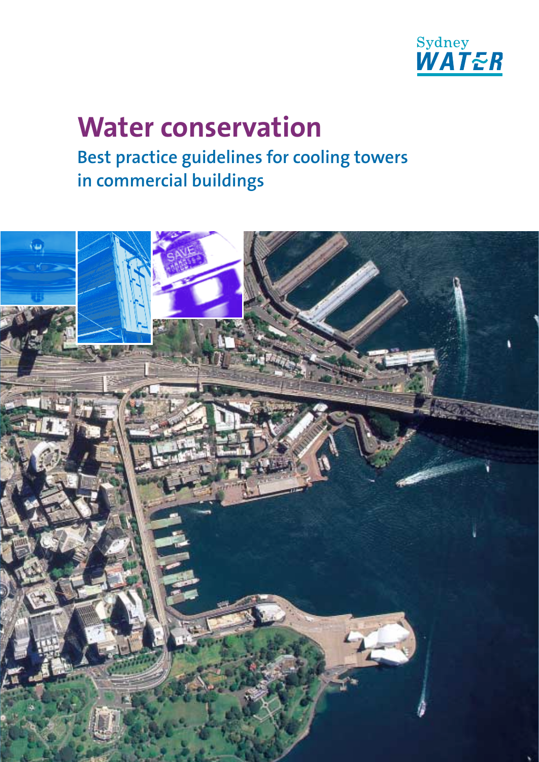Sydney WATER

# Water conservation

## Best practice guidelines for cooling towers in commercial buildings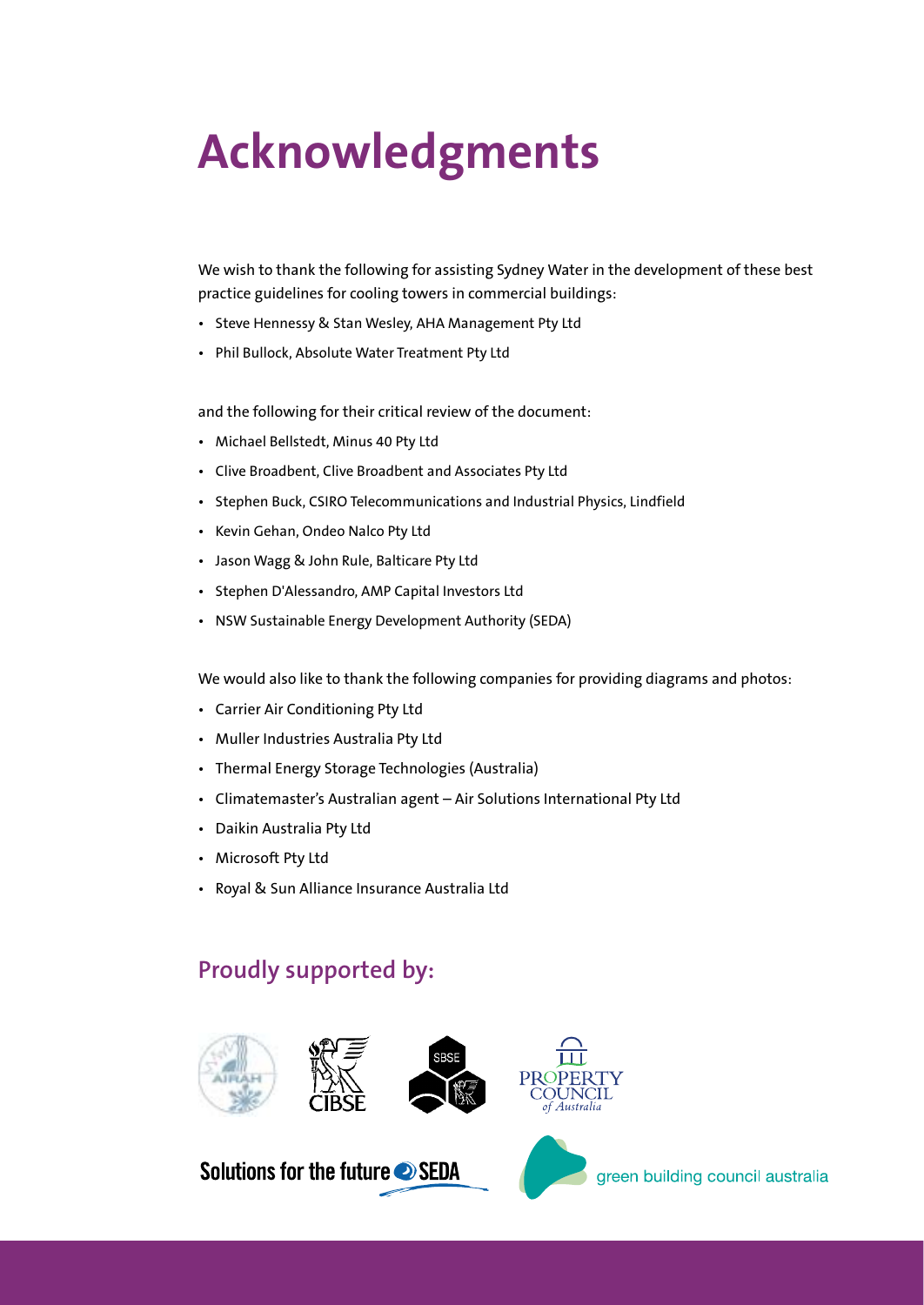# Acknowledgments

We wish to thank the following for assisting Sydney Water in the development of these best practice guidelines for cooling towers in commercial buildings:

- Steve Hennessy & Stan Wesley, AHA Management Pty Ltd
- Phil Bullock, Absolute Water Treatment Pty Ltd

and the following for their critical review of the document:

- Michael Bellstedt, Minus 40 Pty Ltd
- Clive Broadbent, Clive Broadbent and Associates Pty Ltd
- Stephen Buck, CSIRO Telecommunications and Industrial Physics, Lindfield
- Kevin Gehan, Ondeo Nalco Pty Ltd
- Jason Wagg & John Rule, Balticare Pty Ltd
- Stephen D'Alessandro, AMP Capital Investors Ltd
- NSW Sustainable Energy Development Authority (SEDA)

We would also like to thank the following companies for providing diagrams and photos:

- Carrier Air Conditioning Pty Ltd
- Muller Industries Australia Pty Ltd
- Thermal Energy Storage Technologies (Australia)
- Climatemaster's Australian agent – Air Solutions International Pty Ltd
- Daikin Australia Pty Ltd
- Microsoft Pty Ltd
- Royal & Sun Alliance Insurance Australia Ltd

## Proudly supported by:

AIRAH

CIBSE

SBSE

PROPERTY COUNCIL of Australia

Solutions for the future SEDA

green building council australia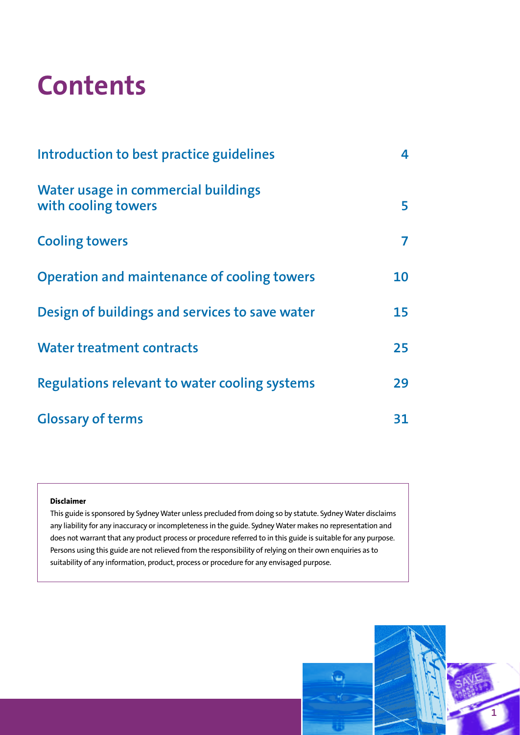# Contents

| | |
|---|---|
| Introduction to best practice guidelines | 4 |
| Water usage in commercial buildings with cooling towers | 5 |
| Cooling towers | 7 |
| Operation and maintenance of cooling towers | 10 |
| Design of buildings and services to save water | 15 |
| Water treatment contracts | 25 |
| Regulations relevant to water cooling systems | 29 |
| Glossary of terms | 31 |

**Disclaimer**

This guide is sponsored by Sydney Water unless precluded from doing so by statute. Sydney Water disclaims any liability for any inaccuracy or incompleteness in the guide. Sydney Water makes no representation and does not warrant that any product process or procedure referred to in this guide is suitable for any purpose. Persons using this guide are not relieved from the responsibility of relying on their own enquiries as to suitability of any information, product, process or procedure for any envisaged purpose.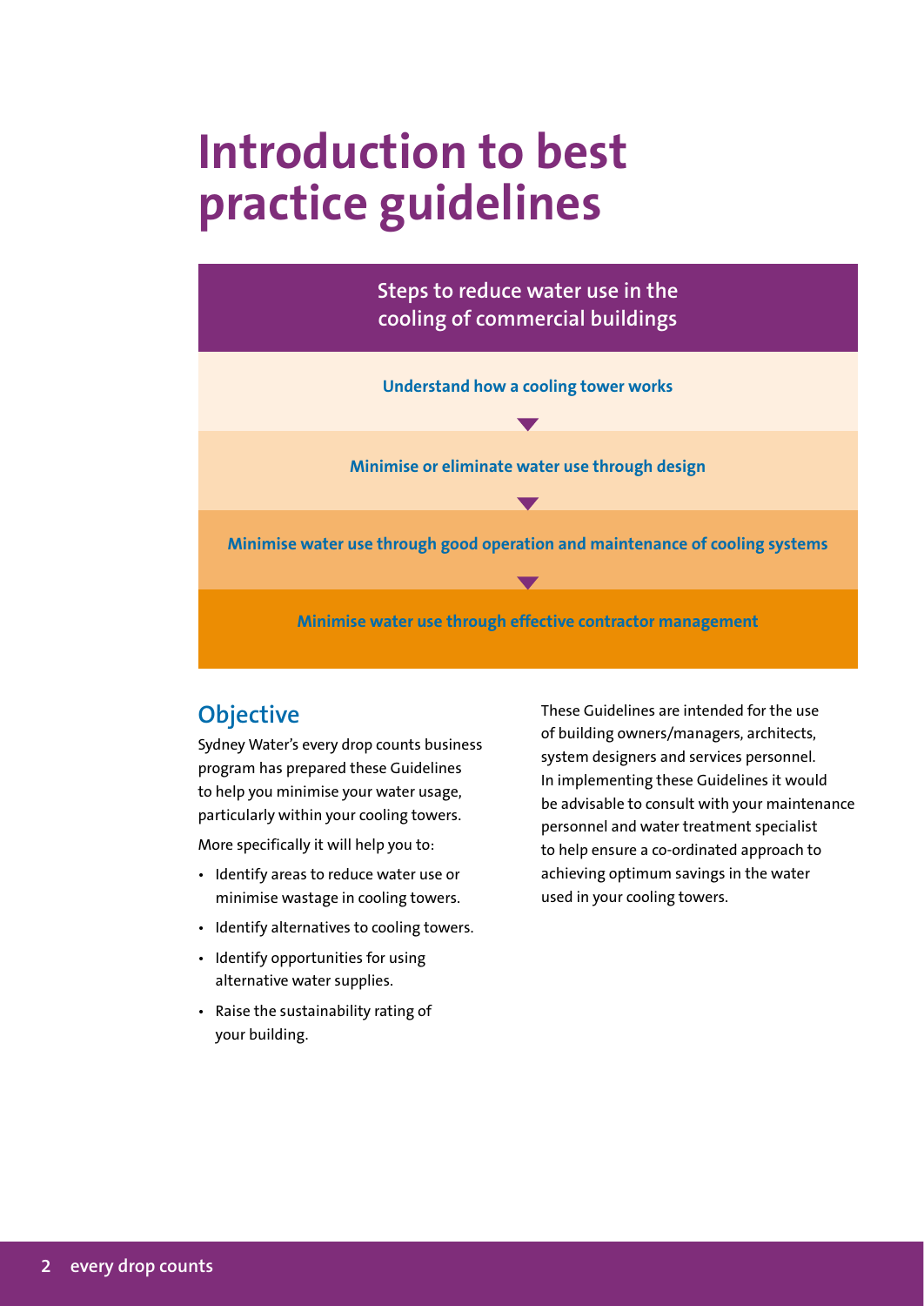# Introduction to best practice guidelines

**Steps to reduce water use in the cooling of commercial buildings**

**Understand how a cooling tower works**

▼

**Minimise or eliminate water use through design**

▼

**Minimise water use through good operation and maintenance of cooling systems**

▼

**Minimise water use through effective contractor management**

## Objective

Sydney Water's every drop counts business program has prepared these Guidelines to help you minimise your water usage, particularly within your cooling towers.

More specifically it will help you to:

- Identify areas to reduce water use or minimise wastage in cooling towers.
- Identify alternatives to cooling towers.
- Identify opportunities for using alternative water supplies.
- Raise the sustainability rating of your building.

These Guidelines are intended for the use of building owners/managers, architects, system designers and services personnel. In implementing these Guidelines it would be advisable to consult with your maintenance personnel and water treatment specialist to help ensure a co-ordinated approach to achieving optimum savings in the water used in your cooling towers.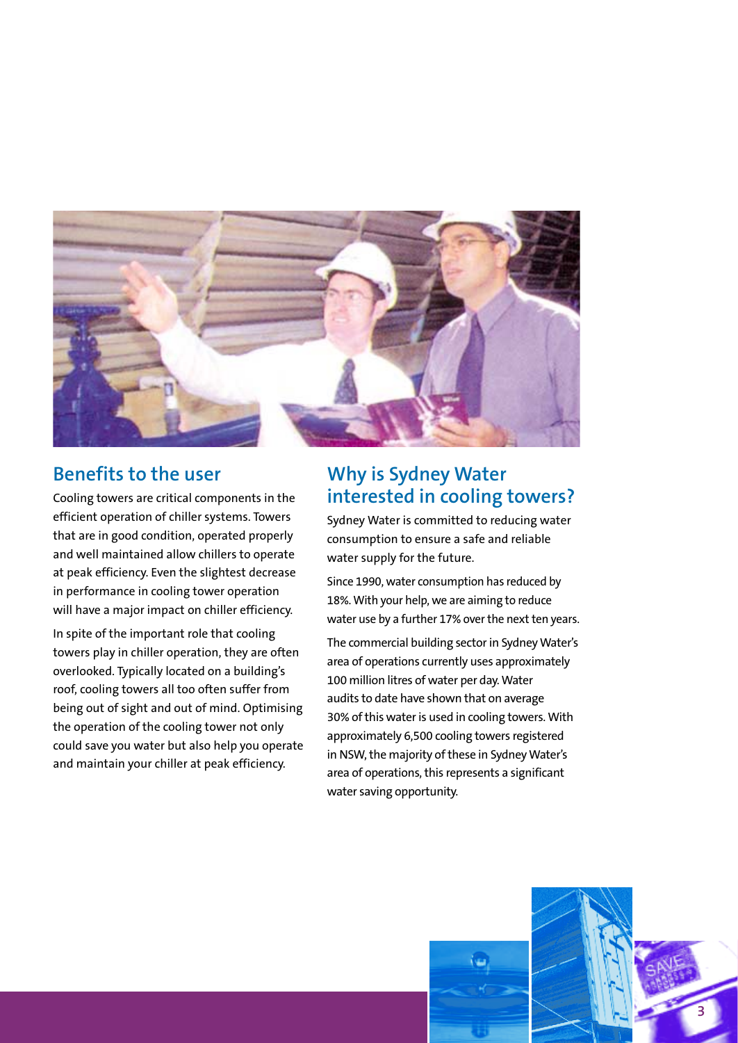## Benefits to the user

Cooling towers are critical components in the efficient operation of chiller systems. Towers that are in good condition, operated properly and well maintained allow chillers to operate at peak efficiency. Even the slightest decrease in performance in cooling tower operation will have a major impact on chiller efficiency.

In spite of the important role that cooling towers play in chiller operation, they are often overlooked. Typically located on a building's roof, cooling towers all too often suffer from being out of sight and out of mind. Optimising the operation of the cooling tower not only could save you water but also help you operate and maintain your chiller at peak efficiency.

## Why is Sydney Water interested in cooling towers?

Sydney Water is committed to reducing water consumption to ensure a safe and reliable water supply for the future.

Since 1990, water consumption has reduced by 18%. With your help, we are aiming to reduce water use by a further 17% over the next ten years.

The commercial building sector in Sydney Water's area of operations currently uses approximately 100 million litres of water per day. Water audits to date have shown that on average 30% of this water is used in cooling towers. With approximately 6,500 cooling towers registered in NSW, the majority of these in Sydney Water's area of operations, this represents a significant water saving opportunity.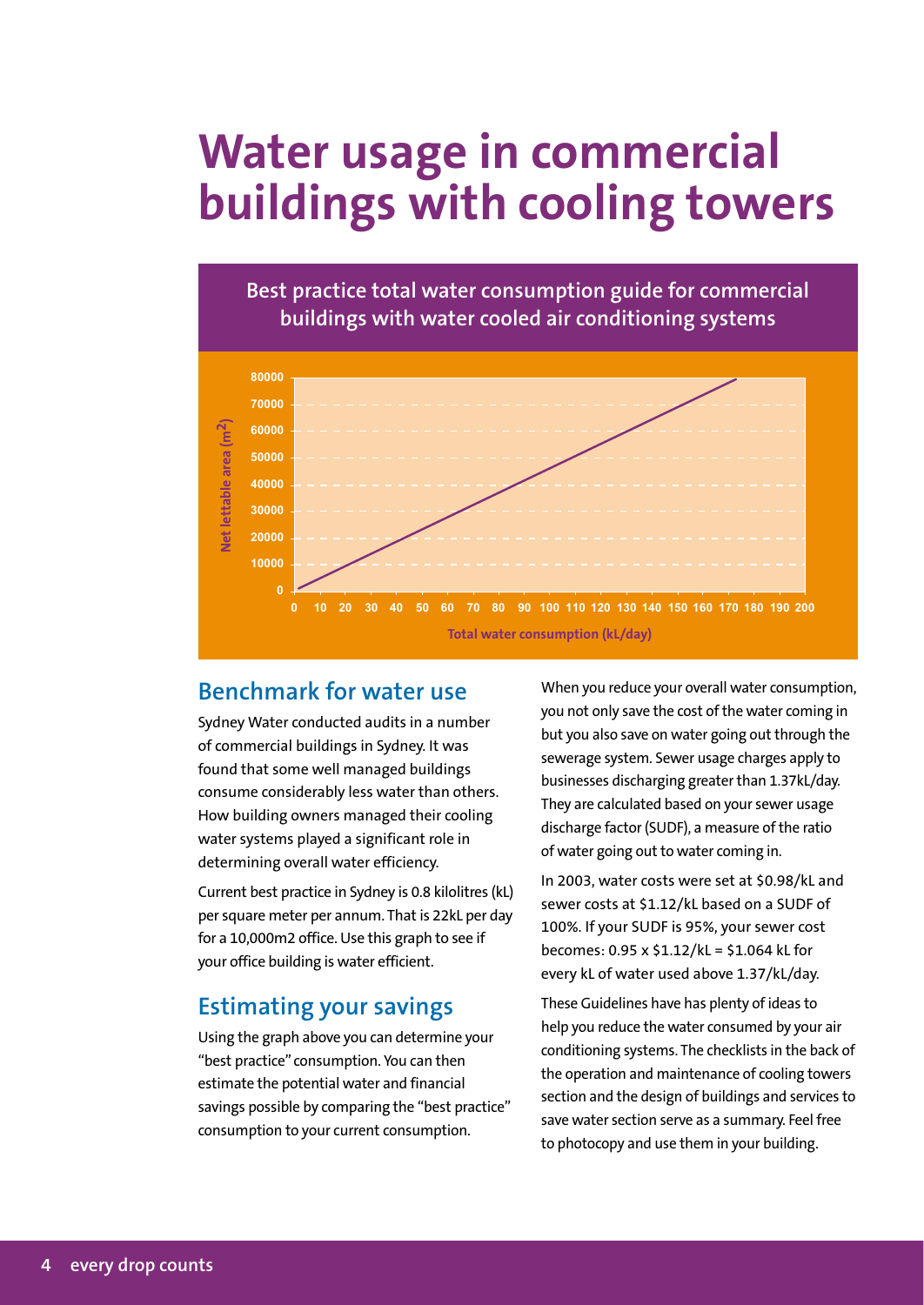# Water usage in commercial buildings with cooling towers

**Best practice total water consumption guide for commercial buildings with water cooled air conditioning systems**

Net lettable area ($m^2$)

80000
70000
60000
50000
40000
30000
20000
10000
0

0 10 20 30 40 50 60 70 80 90 100 110 120 130 140 150 160 170 180 190 200

Total water consumption (kL/day)

## Benchmark for water use

Sydney Water conducted audits in a number of commercial buildings in Sydney. It was found that some well managed buildings consume considerably less water than others. How building owners managed their cooling water systems played a significant role in determining overall water efficiency.

Current best practice in Sydney is 0.8 kilolitres (kL) per square meter per annum. That is 22kL per day for a 10,000m2 office. Use this graph to see if your office building is water efficient.

## Estimating your savings

Using the graph above you can determine your "best practice" consumption. You can then estimate the potential water and financial savings possible by comparing the "best practice" consumption to your current consumption.

When you reduce your overall water consumption, you not only save the cost of the water coming in but you also save on water going out through the sewerage system. Sewer usage charges apply to businesses discharging greater than 1.37kL/day. They are calculated based on your sewer usage discharge factor (SUDF), a measure of the ratio of water going out to water coming in.

In 2003, water costs were set at $0.98/kL and sewer costs at $1.12/kL based on a SUDF of 100%. If your SUDF is 95%, your sewer cost becomes: 0.95 x $1.12/kL = $1.064 kL for every kL of water used above 1.37/kL/day.

These Guidelines have has plenty of ideas to help you reduce the water consumed by your air conditioning systems. The checklists in the back of the operation and maintenance of cooling towers section and the design of buildings and services to save water section serve as a summary. Feel free to photocopy and use them in your building.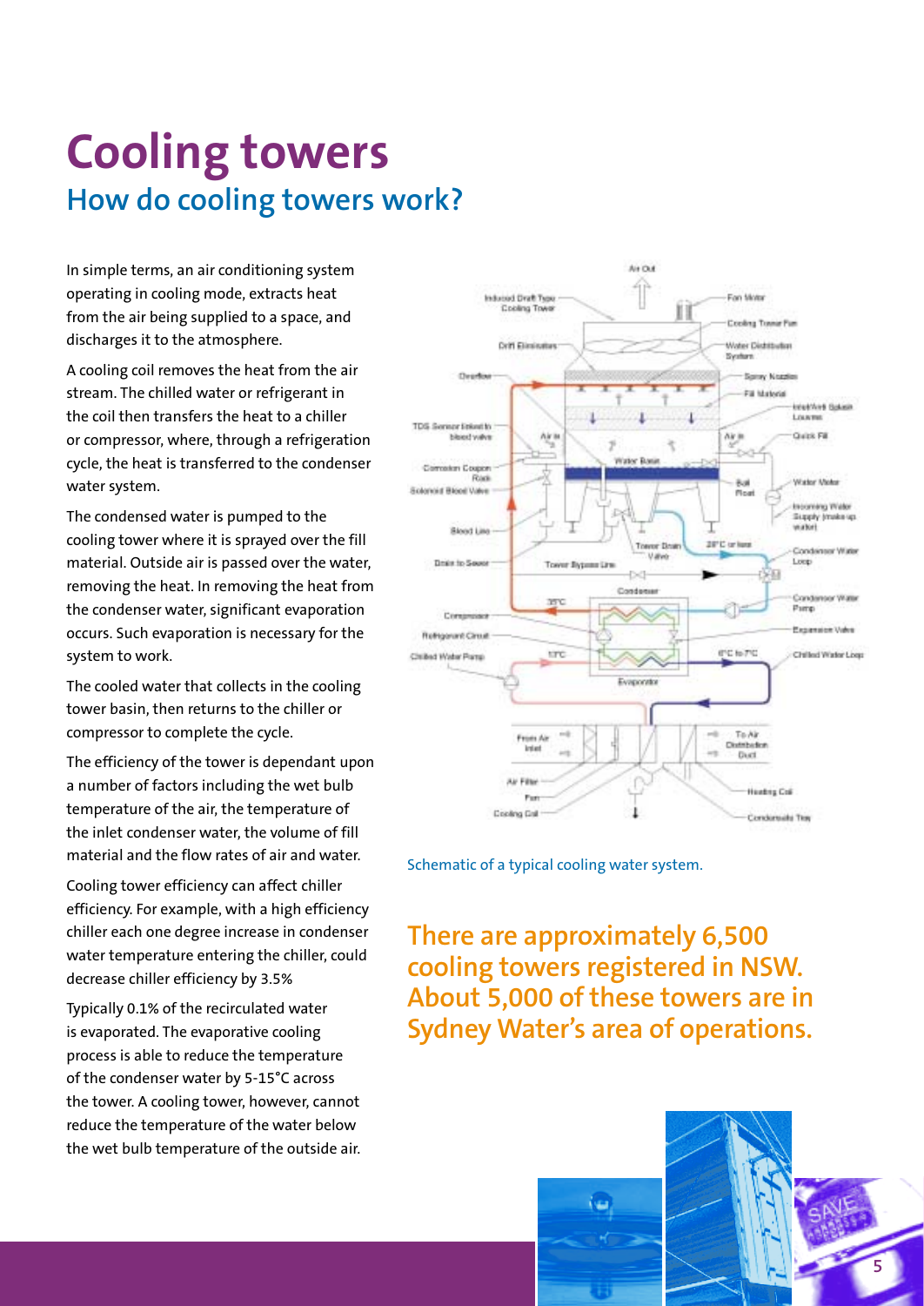# Cooling towers

## How do cooling towers work?

In simple terms, an air conditioning system operating in cooling mode, extracts heat from the air being supplied to a space, and discharges it to the atmosphere.

A cooling coil removes the heat from the air stream. The chilled water or refrigerant in the coil then transfers the heat to a chiller or compressor, where, through a refrigeration cycle, the heat is transferred to the condenser water system.

The condensed water is pumped to the cooling tower where it is sprayed over the fill material. Outside air is passed over the water, removing the heat. In removing the heat from the condenser water, significant evaporation occurs. Such evaporation is necessary for the system to work.

The cooled water that collects in the cooling tower basin, then returns to the chiller or compressor to complete the cycle.

The efficiency of the tower is dependant upon a number of factors including the wet bulb temperature of the air, the temperature of the inlet condenser water, the volume of fill material and the flow rates of air and water.

Cooling tower efficiency can affect chiller efficiency. For example, with a high efficiency chiller each one degree increase in condenser water temperature entering the chiller, could decrease chiller efficiency by 3.5%

Typically 0.1% of the recirculated water is evaporated. The evaporative cooling process is able to reduce the temperature of the condenser water by 5-15°C across the tower. A cooling tower, however, cannot reduce the temperature of the water below the wet bulb temperature of the outside air.

Schematic of a typical cooling water system.

**There are approximately 6,500 cooling towers registered in NSW. About 5,000 of these towers are in Sydney Water's area of operations.**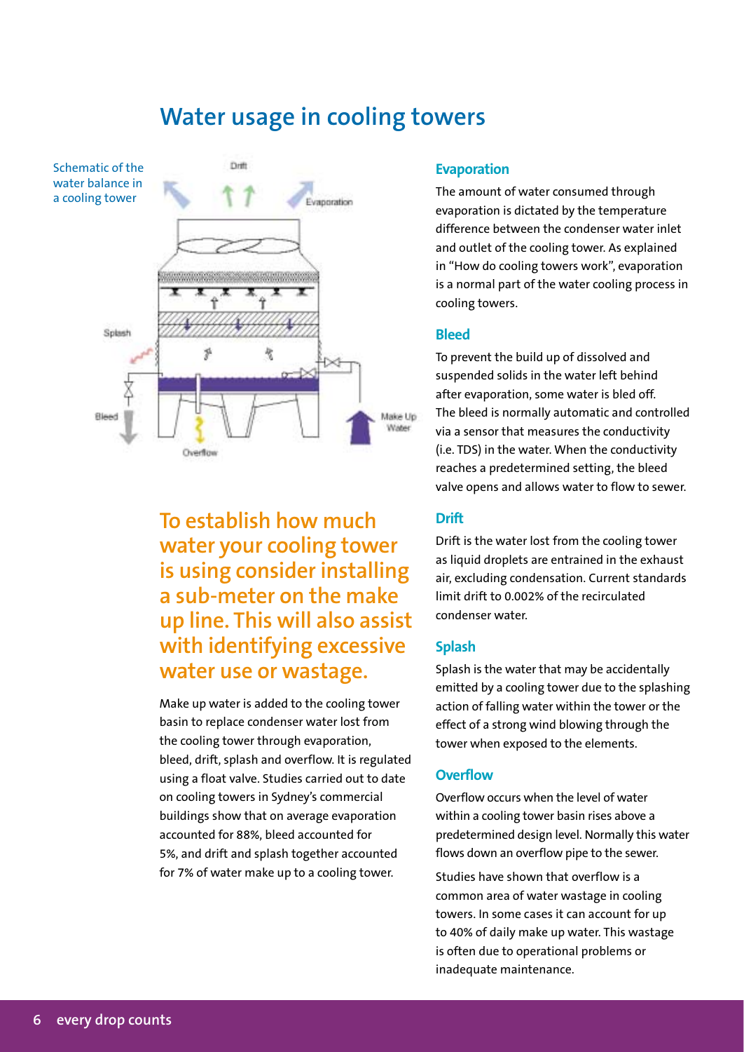# Water usage in cooling towers

Schematic of the water balance in a cooling tower

Drift

Evaporation

Splash

Bleed

Overflow

Make Up Water

**To establish how much water your cooling tower is using consider installing a sub-meter on the make up line. This will also assist with identifying excessive water use or wastage.**

Make up water is added to the cooling tower basin to replace condenser water lost from the cooling tower through evaporation, bleed, drift, splash and overflow. It is regulated using a float valve. Studies carried out to date on cooling towers in Sydney's commercial buildings show that on average evaporation accounted for 88%, bleed accounted for 5%, and drift and splash together accounted for 7% of water make up to a cooling tower.

### Evaporation

The amount of water consumed through evaporation is dictated by the temperature difference between the condenser water inlet and outlet of the cooling tower. As explained in "How do cooling towers work", evaporation is a normal part of the water cooling process in cooling towers.

### Bleed

To prevent the build up of dissolved and suspended solids in the water left behind after evaporation, some water is bled off. The bleed is normally automatic and controlled via a sensor that measures the conductivity (i.e. TDS) in the water. When the conductivity reaches a predetermined setting, the bleed valve opens and allows water to flow to sewer.

### Drift

Drift is the water lost from the cooling tower as liquid droplets are entrained in the exhaust air, excluding condensation. Current standards limit drift to 0.002% of the recirculated condenser water.

### Splash

Splash is the water that may be accidentally emitted by a cooling tower due to the splashing action of falling water within the tower or the effect of a strong wind blowing through the tower when exposed to the elements.

### Overflow

Overflow occurs when the level of water within a cooling tower basin rises above a predetermined design level. Normally this water flows down an overflow pipe to the sewer.

Studies have shown that overflow is a common area of water wastage in cooling towers. In some cases it can account for up to 40% of daily make up water. This wastage is often due to operational problems or inadequate maintenance.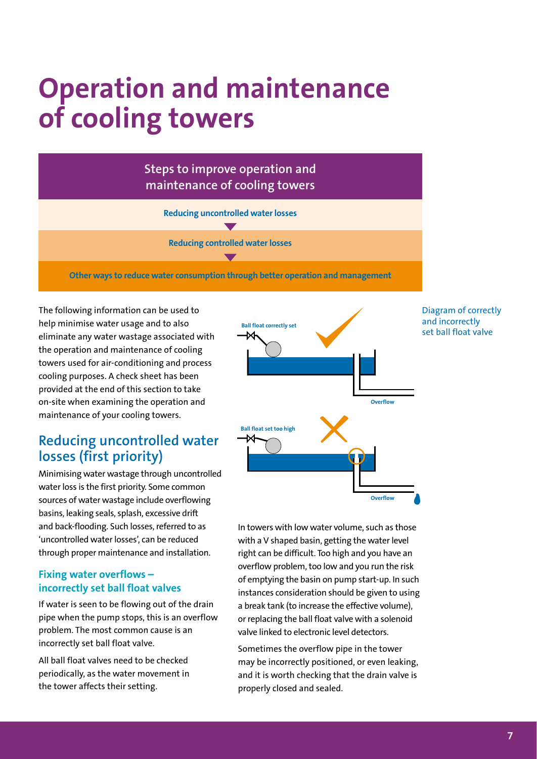# Operation and maintenance of cooling towers

**Steps to improve operation and maintenance of cooling towers**

**Reducing uncontrolled water losses**

▼

**Reducing controlled water losses**

▼

**Other ways to reduce water consumption through better operation and management**

The following information can be used to help minimise water usage and to also eliminate any water wastage associated with the operation and maintenance of cooling towers used for air-conditioning and process cooling purposes. A check sheet has been provided at the end of this section to take on-site when examining the operation and maintenance of your cooling towers.

## Reducing uncontrolled water losses (first priority)

Minimising water wastage through uncontrolled water loss is the first priority. Some common sources of water wastage include overflowing basins, leaking seals, splash, excessive drift and back-flooding. Such losses, referred to as 'uncontrolled water losses', can be reduced through proper maintenance and installation.

### Fixing water overflows – incorrectly set ball float valves

If water is seen to be flowing out of the drain pipe when the pump stops, this is an overflow problem. The most common cause is an incorrectly set ball float valve.

All ball float valves need to be checked periodically, as the water movement in the tower affects their setting.

Ball float correctly set

Overflow

Ball float set too high

Overflow

Diagram of correctly and incorrectly set ball float valve

In towers with low water volume, such as those with a V shaped basin, getting the water level right can be difficult. Too high and you have an overflow problem, too low and you run the risk of emptying the basin on pump start-up. In such instances consideration should be given to using a break tank (to increase the effective volume), or replacing the ball float valve with a solenoid valve linked to electronic level detectors.

Sometimes the overflow pipe in the tower may be incorrectly positioned, or even leaking, and it is worth checking that the drain valve is properly closed and sealed.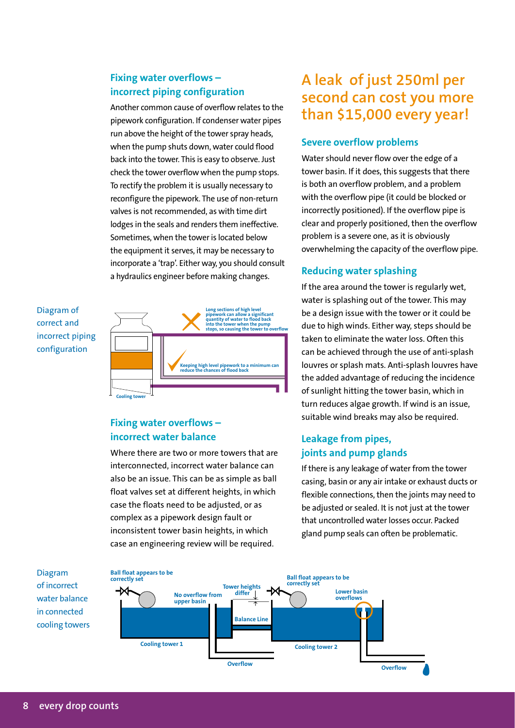## Fixing water overflows – incorrect piping configuration

Another common cause of overflow relates to the pipework configuration. If condenser water pipes run above the height of the tower spray heads, when the pump shuts down, water could flood back into the tower. This is easy to observe. Just check the tower overflow when the pump stops. To rectify the problem it is usually necessary to reconfigure the pipework. The use of non-return valves is not recommended, as with time dirt lodges in the seals and renders them ineffective. Sometimes, when the tower is located below the equipment it serves, it may be necessary to incorporate a 'trap'. Either way, you should consult a hydraulics engineer before making changes.

Diagram of correct and incorrect piping configuration

Long sections of high level pipework can allow a significant quantity of water to flood back into the tower when the pump stops, so causing the tower to overflow

Keeping high level pipework to a minimum can reduce the chances of flood back

Cooling tower

## Fixing water overflows – incorrect water balance

Where there are two or more towers that are interconnected, incorrect water balance can also be an issue. This can be as simple as ball float valves set at different heights, in which case the floats need to be adjusted, or as complex as a pipework design fault or inconsistent tower basin heights, in which case an engineering review will be required.

# A leak of just 250ml per second can cost you more than $15,000 every year!

## Severe overflow problems

Water should never flow over the edge of a tower basin. If it does, this suggests that there is both an overflow problem, and a problem with the overflow pipe (it could be blocked or incorrectly positioned). If the overflow pipe is clear and properly positioned, then the overflow problem is a severe one, as it is obviously overwhelming the capacity of the overflow pipe.

## Reducing water splashing

If the area around the tower is regularly wet, water is splashing out of the tower. This may be a design issue with the tower or it could be due to high winds. Either way, steps should be taken to eliminate the water loss. Often this can be achieved through the use of anti-splash louvres or splash mats. Anti-splash louvres have the added advantage of reducing the incidence of sunlight hitting the tower basin, which in turn reduces algae growth. If wind is an issue, suitable wind breaks may also be required.

## Leakage from pipes, joints and pump glands

If there is any leakage of water from the tower casing, basin or any air intake or exhaust ducts or flexible connections, then the joints may need to be adjusted or sealed. It is not just at the tower that uncontrolled water losses occur. Packed gland pump seals can often be problematic.

Diagram of incorrect water balance in connected cooling towers

Ball float appears to be correctly set | No overflow from upper basin | Tower heights differ | Balance Line | Ball float appears to be correctly set | Lower basin overflows | Cooling tower 1 | Cooling tower 2 | Overflow | Overflow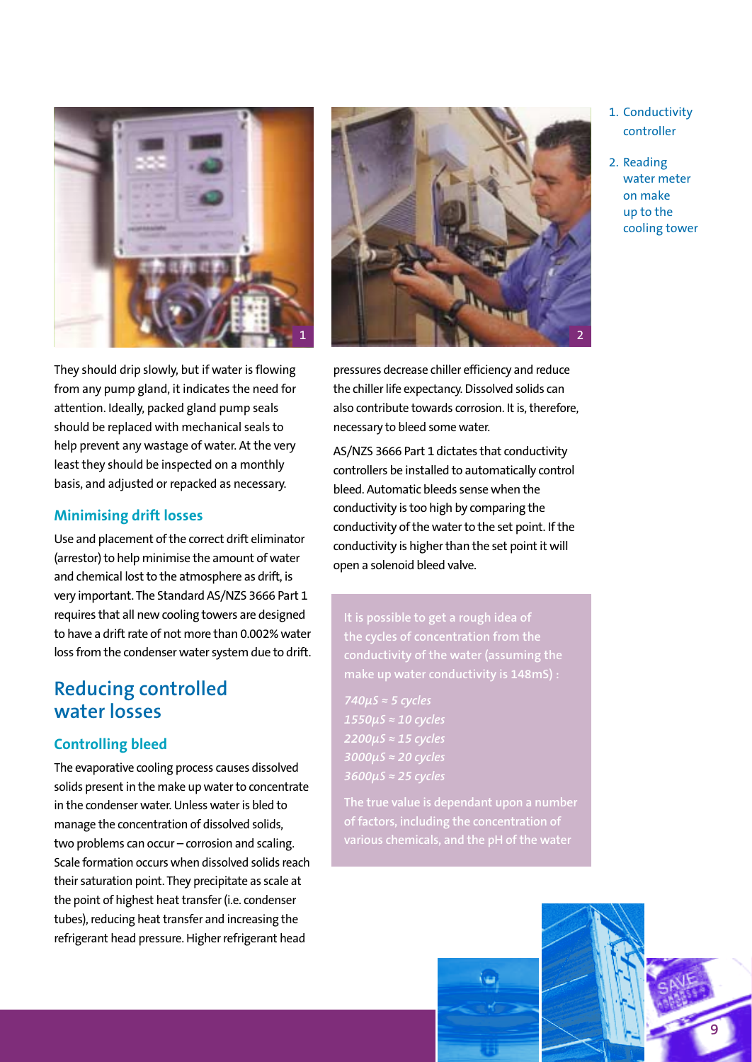1. Conductivity controller
2. Reading water meter on make up to the cooling tower

They should drip slowly, but if water is flowing from any pump gland, it indicates the need for attention. Ideally, packed gland pump seals should be replaced with mechanical seals to help prevent any wastage of water. At the very least they should be inspected on a monthly basis, and adjusted or repacked as necessary.

### Minimising drift losses

Use and placement of the correct drift eliminator (arrestor) to help minimise the amount of water and chemical lost to the atmosphere as drift, is very important. The Standard AS/NZS 3666 Part 1 requires that all new cooling towers are designed to have a drift rate of not more than 0.002% water loss from the condenser water system due to drift.

## Reducing controlled water losses

### Controlling bleed

The evaporative cooling process causes dissolved solids present in the make up water to concentrate in the condenser water. Unless water is bled to manage the concentration of dissolved solids, two problems can occur – corrosion and scaling. Scale formation occurs when dissolved solids reach their saturation point. They precipitate as scale at the point of highest heat transfer (i.e. condenser tubes), reducing heat transfer and increasing the refrigerant head pressure. Higher refrigerant head pressures decrease chiller efficiency and reduce the chiller life expectancy. Dissolved solids can also contribute towards corrosion. It is, therefore, necessary to bleed some water.

AS/NZS 3666 Part 1 dictates that conductivity controllers be installed to automatically control bleed. Automatic bleeds sense when the conductivity is too high by comparing the conductivity of the water to the set point. If the conductivity is higher than the set point it will open a solenoid bleed valve.

It is possible to get a rough idea of the cycles of concentration from the conductivity of the water (assuming the make up water conductivity is 148mS) :

*740µS ≈ 5 cycles*
*1550µS ≈ 10 cycles*
*2200µS ≈ 15 cycles*
*3000µS ≈ 20 cycles*
*3600µS ≈ 25 cycles*

The true value is dependant upon a number of factors, including the concentration of various chemicals, and the pH of the water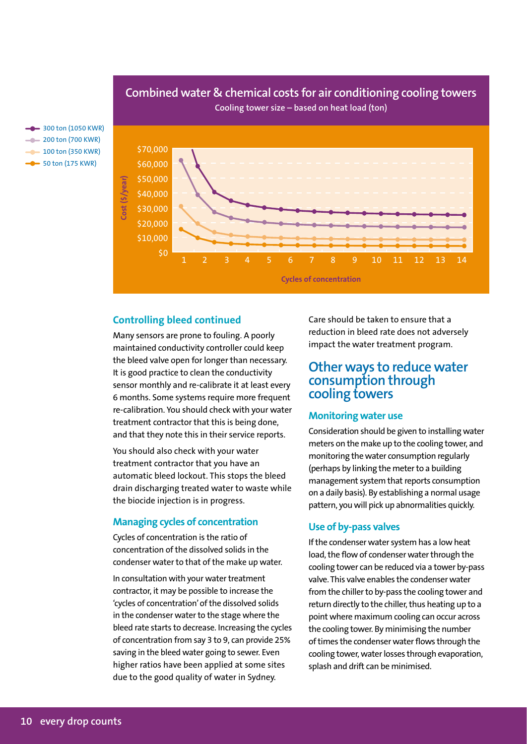## Combined water & chemical costs for air conditioning cooling towers

Cooling tower size – based on heat load (ton)

- 300 ton (1050 KWR)
- 200 ton (700 KWR)
- 100 ton (350 KWR)
- 50 ton (175 KWR)

Cost ($/year): $0, $10,000, $20,000, $30,000, $40,000, $50,000, $60,000, $70,000

Cycles of concentration: 1, 2, 3, 4, 5, 6, 7, 8, 9, 10, 11, 12, 13, 14

### Controlling bleed continued

Many sensors are prone to fouling. A poorly maintained conductivity controller could keep the bleed valve open for longer than necessary. It is good practice to clean the conductivity sensor monthly and re-calibrate it at least every 6 months. Some systems require more frequent re-calibration. You should check with your water treatment contractor that this is being done, and that they note this in their service reports.

You should also check with your water treatment contractor that you have an automatic bleed lockout. This stops the bleed drain discharging treated water to waste while the biocide injection is in progress.

### Managing cycles of concentration

Cycles of concentration is the ratio of concentration of the dissolved solids in the condenser water to that of the make up water.

In consultation with your water treatment contractor, it may be possible to increase the 'cycles of concentration' of the dissolved solids in the condenser water to the stage where the bleed rate starts to decrease. Increasing the cycles of concentration from say 3 to 9, can provide 25% saving in the bleed water going to sewer. Even higher ratios have been applied at some sites due to the good quality of water in Sydney.

Care should be taken to ensure that a reduction in bleed rate does not adversely impact the water treatment program.

## Other ways to reduce water consumption through cooling towers

### Monitoring water use

Consideration should be given to installing water meters on the make up to the cooling tower, and monitoring the water consumption regularly (perhaps by linking the meter to a building management system that reports consumption on a daily basis). By establishing a normal usage pattern, you will pick up abnormalities quickly.

### Use of by-pass valves

If the condenser water system has a low heat load, the flow of condenser water through the cooling tower can be reduced via a tower by-pass valve. This valve enables the condenser water from the chiller to by-pass the cooling tower and return directly to the chiller, thus heating up to a point where maximum cooling can occur across the cooling tower. By minimising the number of times the condenser water flows through the cooling tower, water losses through evaporation, splash and drift can be minimised.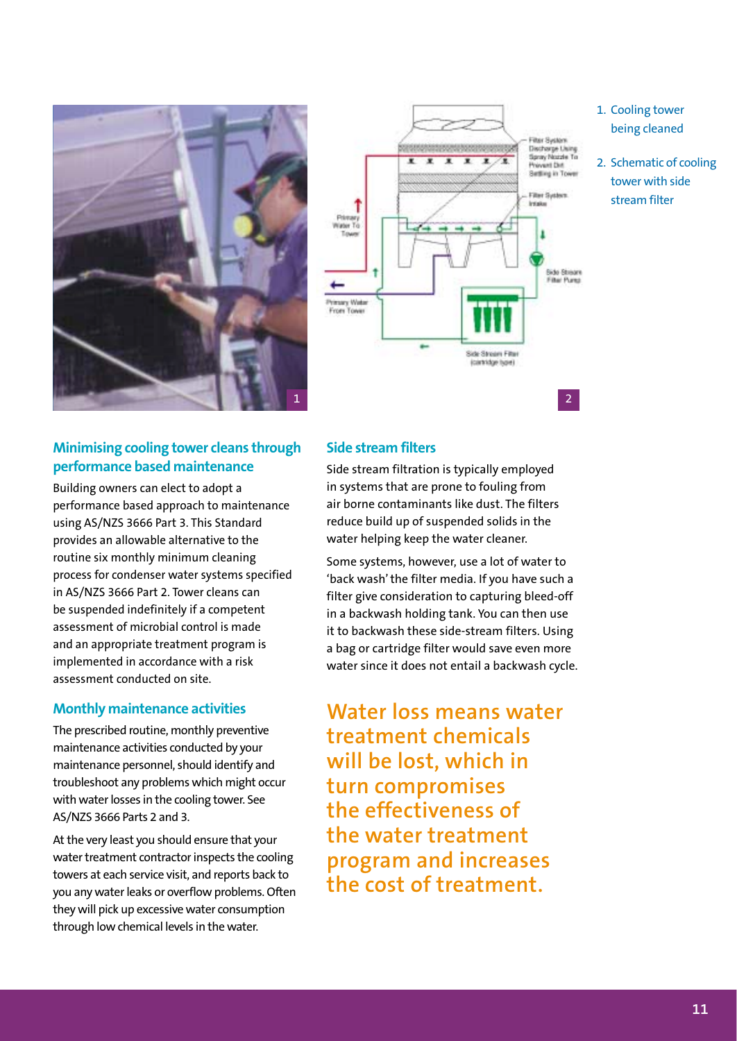1. Cooling tower being cleaned
2. Schematic of cooling tower with side stream filter

## Minimising cooling tower cleans through performance based maintenance

Building owners can elect to adopt a performance based approach to maintenance using AS/NZS 3666 Part 3. This Standard provides an allowable alternative to the routine six monthly minimum cleaning process for condenser water systems specified in AS/NZS 3666 Part 2. Tower cleans can be suspended indefinitely if a competent assessment of microbial control is made and an appropriate treatment program is implemented in accordance with a risk assessment conducted on site.

## Monthly maintenance activities

The prescribed routine, monthly preventive maintenance activities conducted by your maintenance personnel, should identify and troubleshoot any problems which might occur with water losses in the cooling tower. See AS/NZS 3666 Parts 2 and 3.

At the very least you should ensure that your water treatment contractor inspects the cooling towers at each service visit, and reports back to you any water leaks or overflow problems. Often they will pick up excessive water consumption through low chemical levels in the water.

## Side stream filters

Side stream filtration is typically employed in systems that are prone to fouling from air borne contaminants like dust. The filters reduce build up of suspended solids in the water helping keep the water cleaner.

Some systems, however, use a lot of water to 'back wash' the filter media. If you have such a filter give consideration to capturing bleed-off in a backwash holding tank. You can then use it to backwash these side-stream filters. Using a bag or cartridge filter would save even more water since it does not entail a backwash cycle.

**Water loss means water treatment chemicals will be lost, which in turn compromises the effectiveness of the water treatment program and increases the cost of treatment.**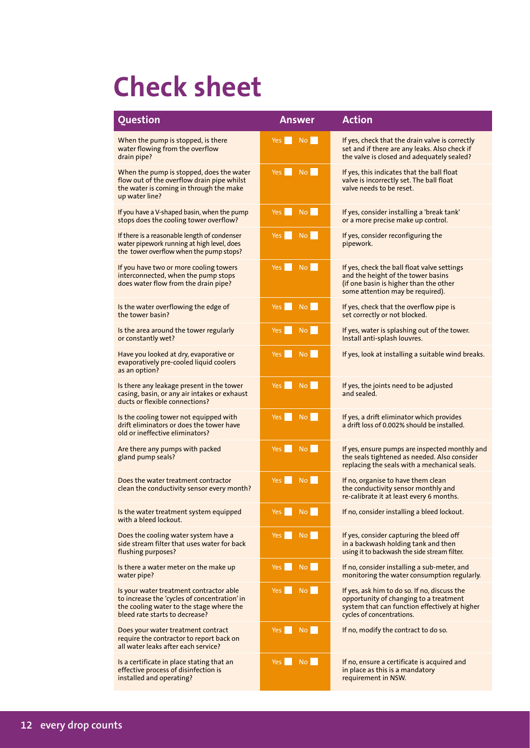# Check sheet

| Question | Answer | Action |
| --- | --- | --- |
| When the pump is stopped, is there water flowing from the overflow drain pipe? | Yes ☐ No ☐ | If yes, check that the drain valve is correctly set and if there are any leaks. Also check if the valve is closed and adequately sealed? |
| When the pump is stopped, does the water flow out of the overflow drain pipe whilst the water is coming in through the make up water line? | Yes ☐ No ☐ | If yes, this indicates that the ball float valve is incorrectly set. The ball float valve needs to be reset. |
| If you have a V-shaped basin, when the pump stops does the cooling tower overflow? | Yes ☐ No ☐ | If yes, consider installing a 'break tank' or a more precise make up control. |
| If there is a reasonable length of condenser water pipework running at high level, does the tower overflow when the pump stops? | Yes ☐ No ☐ | If yes, consider reconfiguring the pipework. |
| If you have two or more cooling towers interconnected, when the pump stops does water flow from the drain pipe? | Yes ☐ No ☐ | If yes, check the ball float valve settings and the height of the tower basins (if one basin is higher than the other some attention may be required). |
| Is the water overflowing the edge of the tower basin? | Yes ☐ No ☐ | If yes, check that the overflow pipe is set correctly or not blocked. |
| Is the area around the tower regularly or constantly wet? | Yes ☐ No ☐ | If yes, water is splashing out of the tower. Install anti-splash louvres. |
| Have you looked at dry, evaporative or evaporatively pre-cooled liquid coolers as an option? | Yes ☐ No ☐ | If yes, look at installing a suitable wind breaks. |
| Is there any leakage present in the tower casing, basin, or any air intakes or exhaust ducts or flexible connections? | Yes ☐ No ☐ | If yes, the joints need to be adjusted and sealed. |
| Is the cooling tower not equipped with drift eliminators or does the tower have old or ineffective eliminators? | Yes ☐ No ☐ | If yes, a drift eliminator which provides a drift loss of 0.002% should be installed. |
| Are there any pumps with packed gland pump seals? | Yes ☐ No ☐ | If yes, ensure pumps are inspected monthly and the seals tightened as needed. Also consider replacing the seals with a mechanical seals. |
| Does the water treatment contractor clean the conductivity sensor every month? | Yes ☐ No ☐ | If no, organise to have them clean the conductivity sensor monthly and re-calibrate it at least every 6 months. |
| Is the water treatment system equipped with a bleed lockout. | Yes ☐ No ☐ | If no, consider installing a bleed lockout. |
| Does the cooling water system have a side stream filter that uses water for back flushing purposes? | Yes ☐ No ☐ | If yes, consider capturing the bleed off in a backwash holding tank and then using it to backwash the side stream filter. |
| Is there a water meter on the make up water pipe? | Yes ☐ No ☐ | If no, consider installing a sub-meter, and monitoring the water consumption regularly. |
| Is your water treatment contractor able to increase the 'cycles of concentration' in the cooling water to the stage where the bleed rate starts to decrease? | Yes ☐ No ☐ | If yes, ask him to do so. If no, discuss the opportunity of changing to a treatment system that can function effectively at higher cycles of concentrations. |
| Does your water treatment contract require the contractor to report back on all water leaks after each service? | Yes ☐ No ☐ | If no, modify the contract to do so. |
| Is a certificate in place stating that an effective process of disinfection is installed and operating? | Yes ☐ No ☐ | If no, ensure a certificate is acquired and in place as this is a mandatory requirement in NSW. |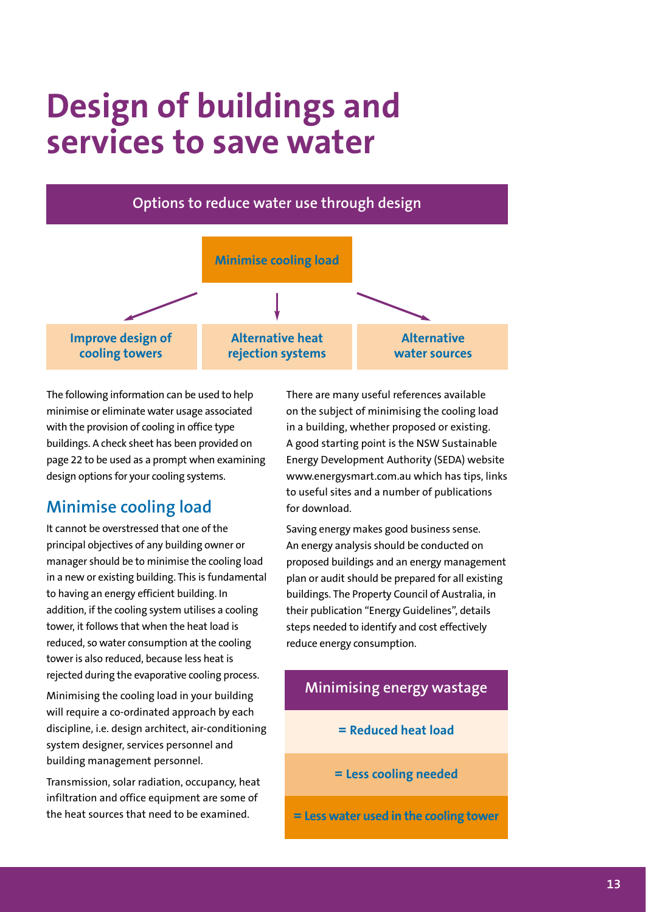# Design of buildings and services to save water

**Options to reduce water use through design**

**Minimise cooling load**

- **Improve design of cooling towers**
- **Alternative heat rejection systems**
- **Alternative water sources**

The following information can be used to help minimise or eliminate water usage associated with the provision of cooling in office type buildings. A check sheet has been provided on page 22 to be used as a prompt when examining design options for your cooling systems.

## Minimise cooling load

It cannot be overstressed that one of the principal objectives of any building owner or manager should be to minimise the cooling load in a new or existing building. This is fundamental to having an energy efficient building. In addition, if the cooling system utilises a cooling tower, it follows that when the heat load is reduced, so water consumption at the cooling tower is also reduced, because less heat is rejected during the evaporative cooling process.

Minimising the cooling load in your building will require a co-ordinated approach by each discipline, i.e. design architect, air-conditioning system designer, services personnel and building management personnel.

Transmission, solar radiation, occupancy, heat infiltration and office equipment are some of the heat sources that need to be examined.

There are many useful references available on the subject of minimising the cooling load in a building, whether proposed or existing. A good starting point is the NSW Sustainable Energy Development Authority (SEDA) website www.energysmart.com.au which has tips, links to useful sites and a number of publications for download.

Saving energy makes good business sense. An energy analysis should be conducted on proposed buildings and an energy management plan or audit should be prepared for all existing buildings. The Property Council of Australia, in their publication "Energy Guidelines", details steps needed to identify and cost effectively reduce energy consumption.

**Minimising energy wastage**

**= Reduced heat load**

**= Less cooling needed**

**= Less water used in the cooling tower**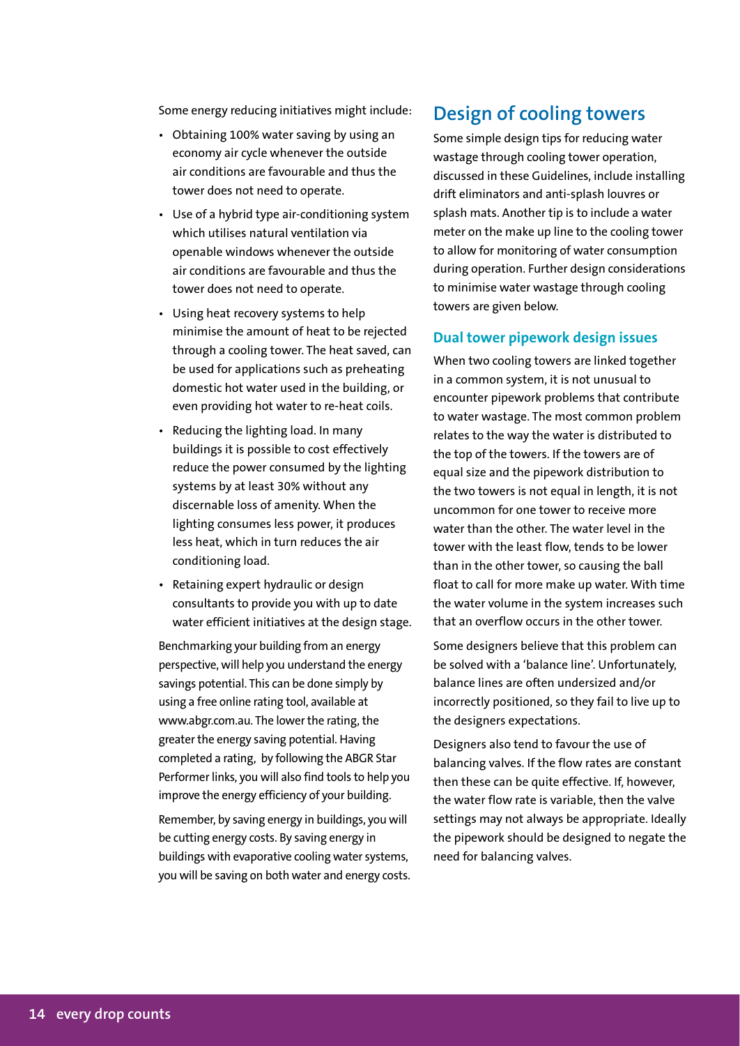Some energy reducing initiatives might include:

- Obtaining 100% water saving by using an economy air cycle whenever the outside air conditions are favourable and thus the tower does not need to operate.
- Use of a hybrid type air-conditioning system which utilises natural ventilation via openable windows whenever the outside air conditions are favourable and thus the tower does not need to operate.
- Using heat recovery systems to help minimise the amount of heat to be rejected through a cooling tower. The heat saved, can be used for applications such as preheating domestic hot water used in the building, or even providing hot water to re-heat coils.
- Reducing the lighting load. In many buildings it is possible to cost effectively reduce the power consumed by the lighting systems by at least 30% without any discernable loss of amenity. When the lighting consumes less power, it produces less heat, which in turn reduces the air conditioning load.
- Retaining expert hydraulic or design consultants to provide you with up to date water efficient initiatives at the design stage.

Benchmarking your building from an energy perspective, will help you understand the energy savings potential. This can be done simply by using a free online rating tool, available at www.abgr.com.au. The lower the rating, the greater the energy saving potential. Having completed a rating, by following the ABGR Star Performer links, you will also find tools to help you improve the energy efficiency of your building.

Remember, by saving energy in buildings, you will be cutting energy costs. By saving energy in buildings with evaporative cooling water systems, you will be saving on both water and energy costs.

## Design of cooling towers

Some simple design tips for reducing water wastage through cooling tower operation, discussed in these Guidelines, include installing drift eliminators and anti-splash louvres or splash mats. Another tip is to include a water meter on the make up line to the cooling tower to allow for monitoring of water consumption during operation. Further design considerations to minimise water wastage through cooling towers are given below.

### Dual tower pipework design issues

When two cooling towers are linked together in a common system, it is not unusual to encounter pipework problems that contribute to water wastage. The most common problem relates to the way the water is distributed to the top of the towers. If the towers are of equal size and the pipework distribution to the two towers is not equal in length, it is not uncommon for one tower to receive more water than the other. The water level in the tower with the least flow, tends to be lower than in the other tower, so causing the ball float to call for more make up water. With time the water volume in the system increases such that an overflow occurs in the other tower.

Some designers believe that this problem can be solved with a 'balance line'. Unfortunately, balance lines are often undersized and/or incorrectly positioned, so they fail to live up to the designers expectations.

Designers also tend to favour the use of balancing valves. If the flow rates are constant then these can be quite effective. If, however, the water flow rate is variable, then the valve settings may not always be appropriate. Ideally the pipework should be designed to negate the need for balancing valves.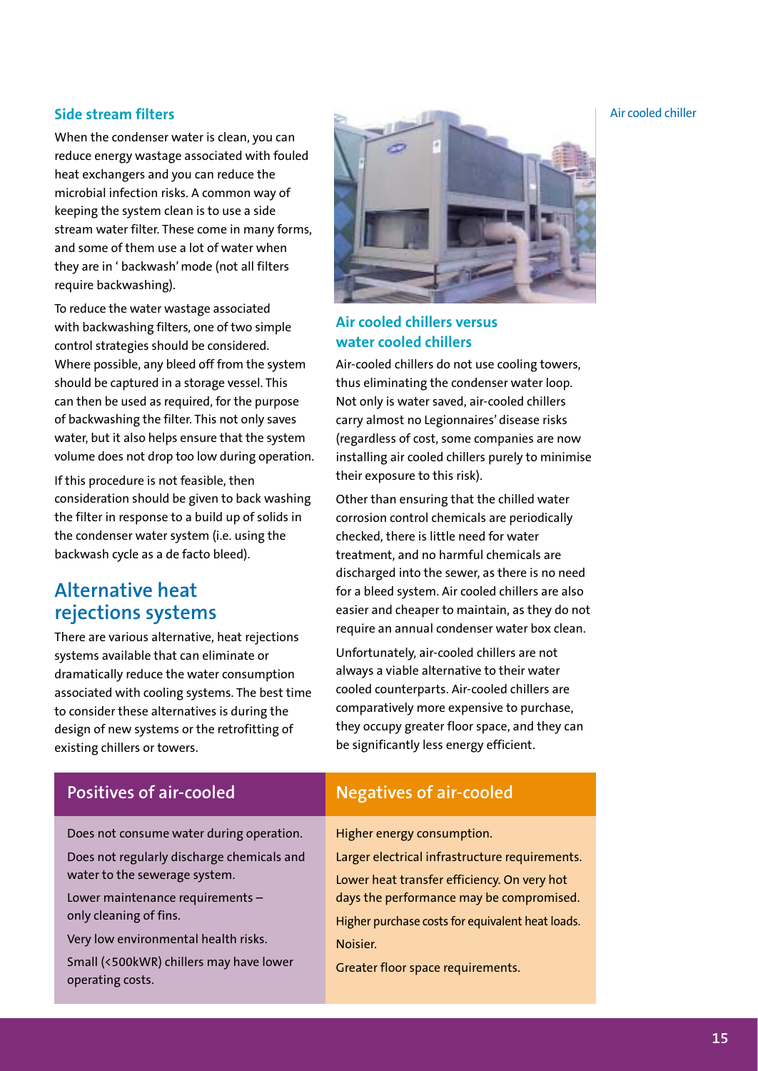### Side stream filters

When the condenser water is clean, you can reduce energy wastage associated with fouled heat exchangers and you can reduce the microbial infection risks. A common way of keeping the system clean is to use a side stream water filter. These come in many forms, and some of them use a lot of water when they are in ' backwash' mode (not all filters require backwashing).

To reduce the water wastage associated with backwashing filters, one of two simple control strategies should be considered. Where possible, any bleed off from the system should be captured in a storage vessel. This can then be used as required, for the purpose of backwashing the filter. This not only saves water, but it also helps ensure that the system volume does not drop too low during operation.

If this procedure is not feasible, then consideration should be given to back washing the filter in response to a build up of solids in the condenser water system (i.e. using the backwash cycle as a de facto bleed).

## Alternative heat rejections systems

There are various alternative, heat rejections systems available that can eliminate or dramatically reduce the water consumption associated with cooling systems. The best time to consider these alternatives is during the design of new systems or the retrofitting of existing chillers or towers.

Air cooled chiller

### Air cooled chillers versus water cooled chillers

Air-cooled chillers do not use cooling towers, thus eliminating the condenser water loop. Not only is water saved, air-cooled chillers carry almost no Legionnaires' disease risks (regardless of cost, some companies are now installing air cooled chillers purely to minimise their exposure to this risk).

Other than ensuring that the chilled water corrosion control chemicals are periodically checked, there is little need for water treatment, and no harmful chemicals are discharged into the sewer, as there is no need for a bleed system. Air cooled chillers are also easier and cheaper to maintain, as they do not require an annual condenser water box clean.

Unfortunately, air-cooled chillers are not always a viable alternative to their water cooled counterparts. Air-cooled chillers are comparatively more expensive to purchase, they occupy greater floor space, and they can be significantly less energy efficient.

| Positives of air-cooled | Negatives of air-cooled |
| --- | --- |
| Does not consume water during operation. | Higher energy consumption. |
| Does not regularly discharge chemicals and water to the sewerage system. | Larger electrical infrastructure requirements. |
| Lower maintenance requirements – only cleaning of fins. | Lower heat transfer efficiency. On very hot days the performance may be compromised. |
| Very low environmental health risks. | Higher purchase costs for equivalent heat loads. |
| Small (<500kWR) chillers may have lower operating costs. | Noisier. |
| | Greater floor space requirements. |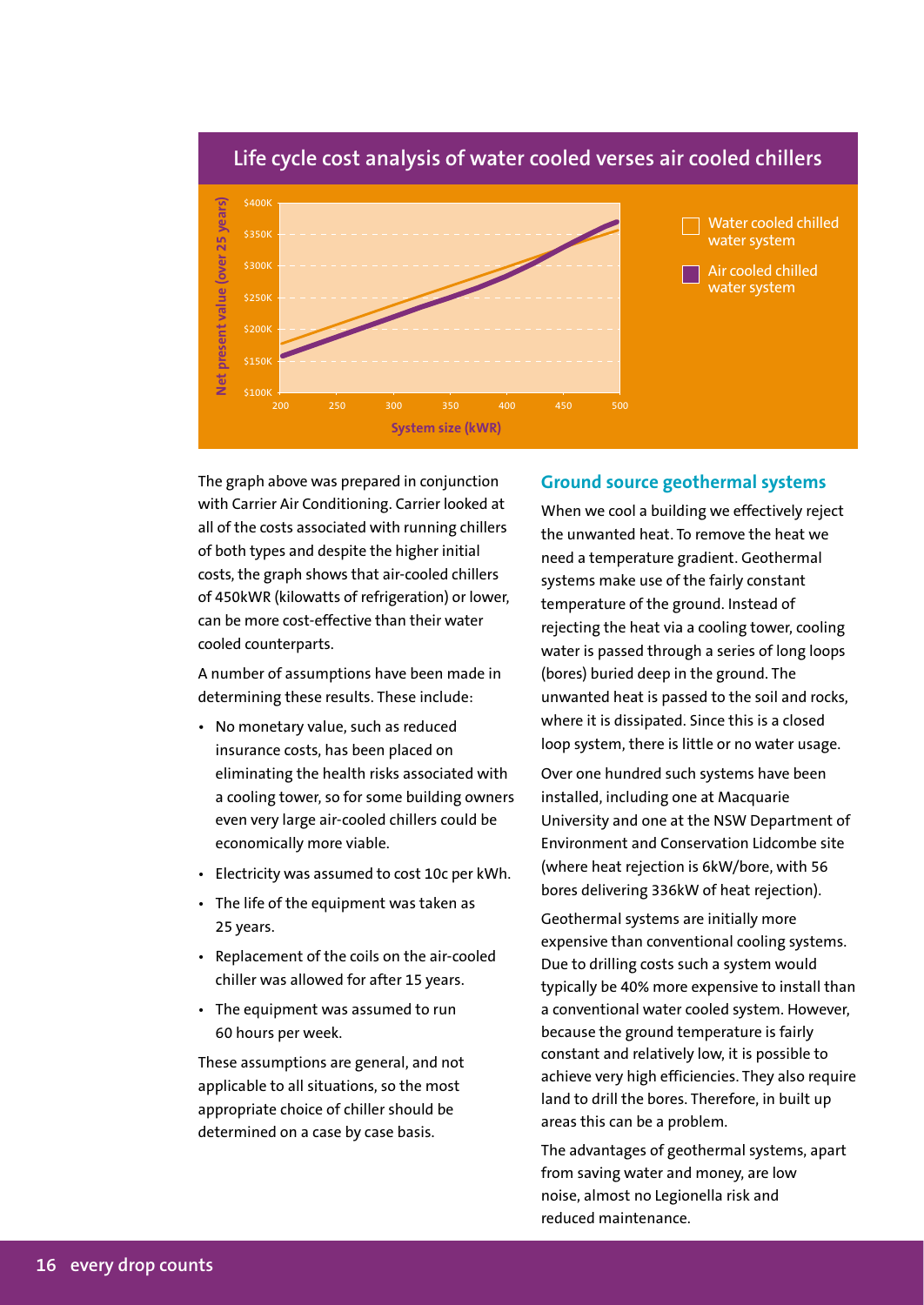## Life cycle cost analysis of water cooled verses air cooled chillers

Net present value (over 25 years)

$400K
$350K
$300K
$250K
$200K
$150K
$100K

200 250 300 350 400 450 500

System size (kWR)

Water cooled chilled water system

Air cooled chilled water system

The graph above was prepared in conjunction with Carrier Air Conditioning. Carrier looked at all of the costs associated with running chillers of both types and despite the higher initial costs, the graph shows that air-cooled chillers of 450kWR (kilowatts of refrigeration) or lower, can be more cost-effective than their water cooled counterparts.

A number of assumptions have been made in determining these results. These include:

- No monetary value, such as reduced insurance costs, has been placed on eliminating the health risks associated with a cooling tower, so for some building owners even very large air-cooled chillers could be economically more viable.
- Electricity was assumed to cost 10c per kWh.
- The life of the equipment was taken as 25 years.
- Replacement of the coils on the air-cooled chiller was allowed for after 15 years.
- The equipment was assumed to run 60 hours per week.

These assumptions are general, and not applicable to all situations, so the most appropriate choice of chiller should be determined on a case by case basis.

### Ground source geothermal systems

When we cool a building we effectively reject the unwanted heat. To remove the heat we need a temperature gradient. Geothermal systems make use of the fairly constant temperature of the ground. Instead of rejecting the heat via a cooling tower, cooling water is passed through a series of long loops (bores) buried deep in the ground. The unwanted heat is passed to the soil and rocks, where it is dissipated. Since this is a closed loop system, there is little or no water usage.

Over one hundred such systems have been installed, including one at Macquarie University and one at the NSW Department of Environment and Conservation Lidcombe site (where heat rejection is 6kW/bore, with 56 bores delivering 336kW of heat rejection).

Geothermal systems are initially more expensive than conventional cooling systems. Due to drilling costs such a system would typically be 40% more expensive to install than a conventional water cooled system. However, because the ground temperature is fairly constant and relatively low, it is possible to achieve very high efficiencies. They also require land to drill the bores. Therefore, in built up areas this can be a problem.

The advantages of geothermal systems, apart from saving water and money, are low noise, almost no Legionella risk and reduced maintenance.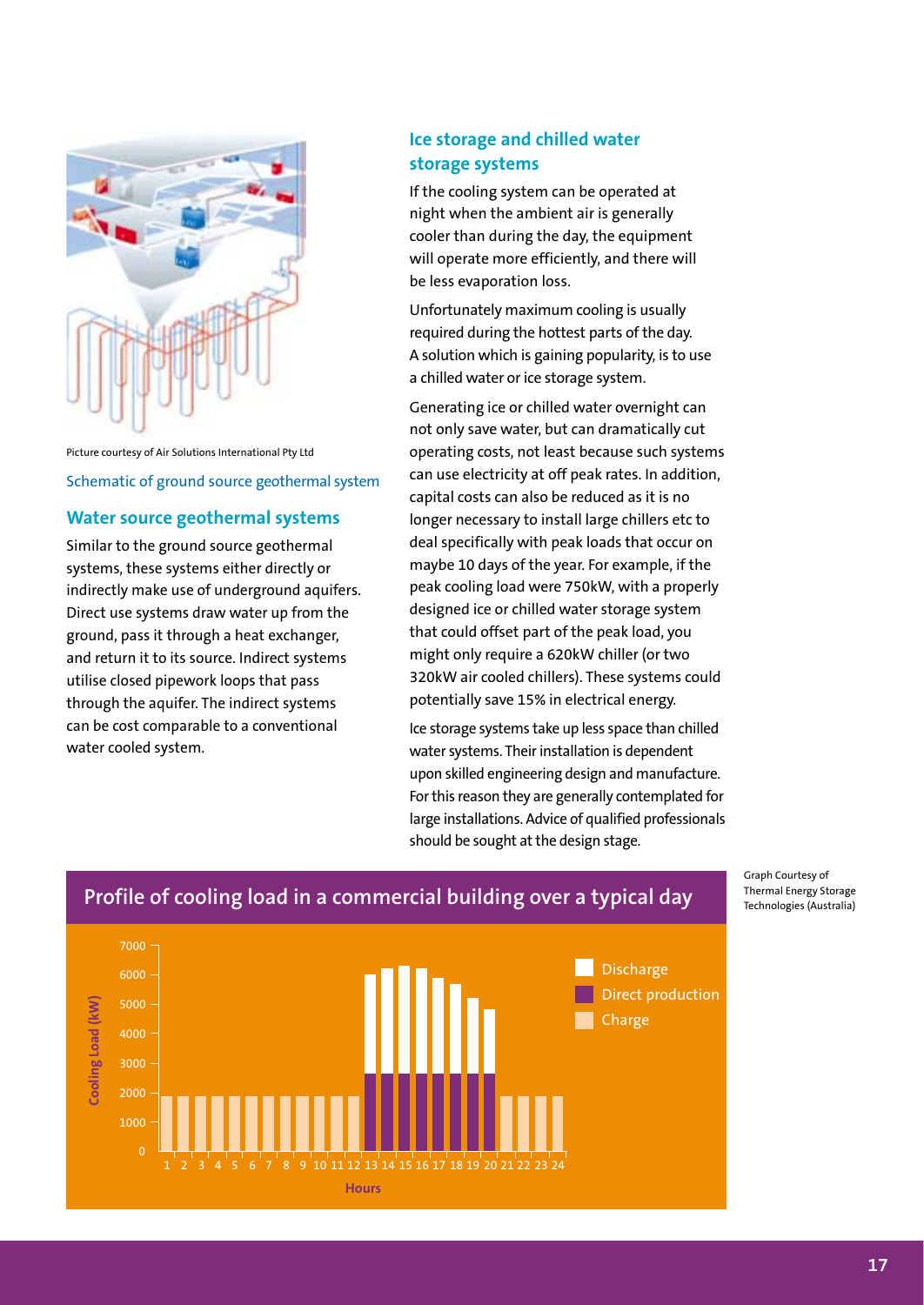Picture courtesy of Air Solutions International Pty Ltd

Schematic of ground source geothermal system

## Water source geothermal systems

Similar to the ground source geothermal systems, these systems either directly or indirectly make use of underground aquifers. Direct use systems draw water up from the ground, pass it through a heat exchanger, and return it to its source. Indirect systems utilise closed pipework loops that pass through the aquifer. The indirect systems can be cost comparable to a conventional water cooled system.

## Ice storage and chilled water storage systems

If the cooling system can be operated at night when the ambient air is generally cooler than during the day, the equipment will operate more efficiently, and there will be less evaporation loss.

Unfortunately maximum cooling is usually required during the hottest parts of the day. A solution which is gaining popularity, is to use a chilled water or ice storage system.

Generating ice or chilled water overnight can not only save water, but can dramatically cut operating costs, not least because such systems can use electricity at off peak rates. In addition, capital costs can also be reduced as it is no longer necessary to install large chillers etc to deal specifically with peak loads that occur on maybe 10 days of the year. For example, if the peak cooling load were 750kW, with a properly designed ice or chilled water storage system that could offset part of the peak load, you might only require a 620kW chiller (or two 320kW air cooled chillers). These systems could potentially save 15% in electrical energy.

Ice storage systems take up less space than chilled water systems. Their installation is dependent upon skilled engineering design and manufacture. For this reason they are generally contemplated for large installations. Advice of qualified professionals should be sought at the design stage.

### Profile of cooling load in a commercial building over a typical day

Graph Courtesy of Thermal Energy Storage Technologies (Australia)

Cooling Load (kW) vs Hours (1–24). Legend: Discharge, Direct production, Charge.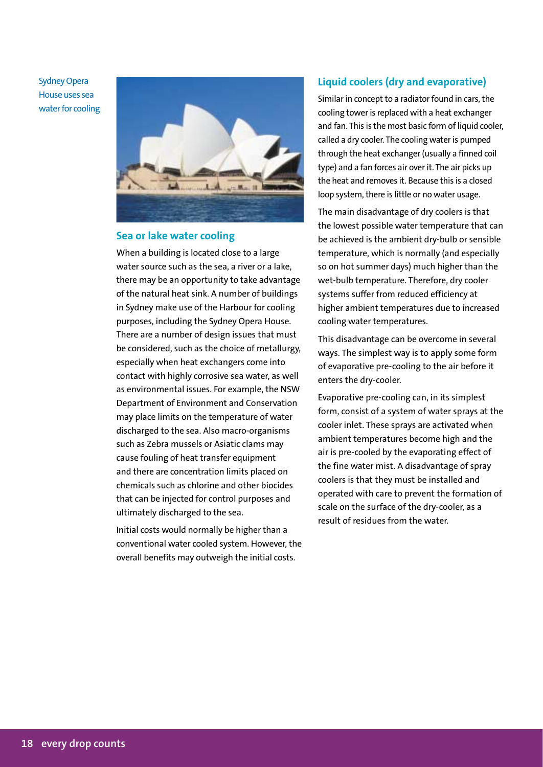Sydney Opera House uses sea water for cooling

## Sea or lake water cooling

When a building is located close to a large water source such as the sea, a river or a lake, there may be an opportunity to take advantage of the natural heat sink. A number of buildings in Sydney make use of the Harbour for cooling purposes, including the Sydney Opera House. There are a number of design issues that must be considered, such as the choice of metallurgy, especially when heat exchangers come into contact with highly corrosive sea water, as well as environmental issues. For example, the NSW Department of Environment and Conservation may place limits on the temperature of water discharged to the sea. Also macro-organisms such as Zebra mussels or Asiatic clams may cause fouling of heat transfer equipment and there are concentration limits placed on chemicals such as chlorine and other biocides that can be injected for control purposes and ultimately discharged to the sea.

Initial costs would normally be higher than a conventional water cooled system. However, the overall benefits may outweigh the initial costs.

## Liquid coolers (dry and evaporative)

Similar in concept to a radiator found in cars, the cooling tower is replaced with a heat exchanger and fan. This is the most basic form of liquid cooler, called a dry cooler. The cooling water is pumped through the heat exchanger (usually a finned coil type) and a fan forces air over it. The air picks up the heat and removes it. Because this is a closed loop system, there is little or no water usage.

The main disadvantage of dry coolers is that the lowest possible water temperature that can be achieved is the ambient dry-bulb or sensible temperature, which is normally (and especially so on hot summer days) much higher than the wet-bulb temperature. Therefore, dry cooler systems suffer from reduced efficiency at higher ambient temperatures due to increased cooling water temperatures.

This disadvantage can be overcome in several ways. The simplest way is to apply some form of evaporative pre-cooling to the air before it enters the dry-cooler.

Evaporative pre-cooling can, in its simplest form, consist of a system of water sprays at the cooler inlet. These sprays are activated when ambient temperatures become high and the air is pre-cooled by the evaporating effect of the fine water mist. A disadvantage of spray coolers is that they must be installed and operated with care to prevent the formation of scale on the surface of the dry-cooler, as a result of residues from the water.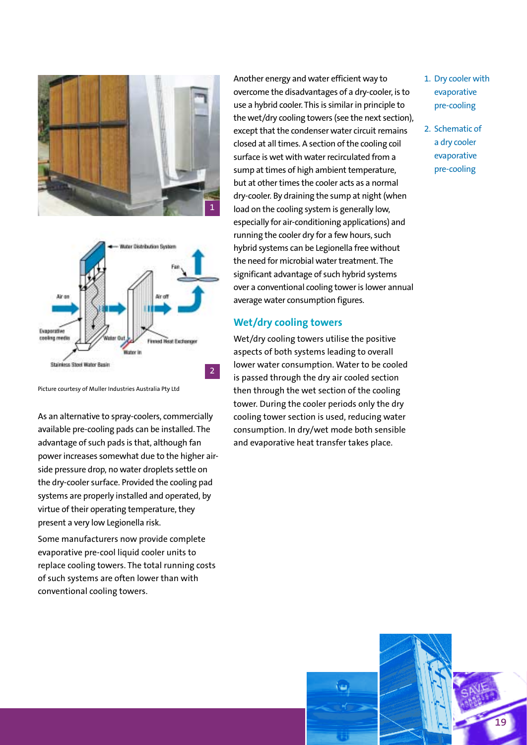Picture courtesy of Muller Industries Australia Pty Ltd

As an alternative to spray-coolers, commercially available pre-cooling pads can be installed. The advantage of such pads is that, although fan power increases somewhat due to the higher air-side pressure drop, no water droplets settle on the dry-cooler surface. Provided the cooling pad systems are properly installed and operated, by virtue of their operating temperature, they present a very low Legionella risk.

Some manufacturers now provide complete evaporative pre-cool liquid cooler units to replace cooling towers. The total running costs of such systems are often lower than with conventional cooling towers.

Another energy and water efficient way to overcome the disadvantages of a dry-cooler, is to use a hybrid cooler. This is similar in principle to the wet/dry cooling towers (see the next section), except that the condenser water circuit remains closed at all times. A section of the cooling coil surface is wet with water recirculated from a sump at times of high ambient temperature, but at other times the cooler acts as a normal dry-cooler. By draining the sump at night (when load on the cooling system is generally low, especially for air-conditioning applications) and running the cooler dry for a few hours, such hybrid systems can be Legionella free without the need for microbial water treatment. The significant advantage of such hybrid systems over a conventional cooling tower is lower annual average water consumption figures.

## Wet/dry cooling towers

Wet/dry cooling towers utilise the positive aspects of both systems leading to overall lower water consumption. Water to be cooled is passed through the dry air cooled section then through the wet section of the cooling tower. During the cooler periods only the dry cooling tower section is used, reducing water consumption. In dry/wet mode both sensible and evaporative heat transfer takes place.

1. Dry cooler with evaporative pre-cooling
2. Schematic of a dry cooler evaporative pre-cooling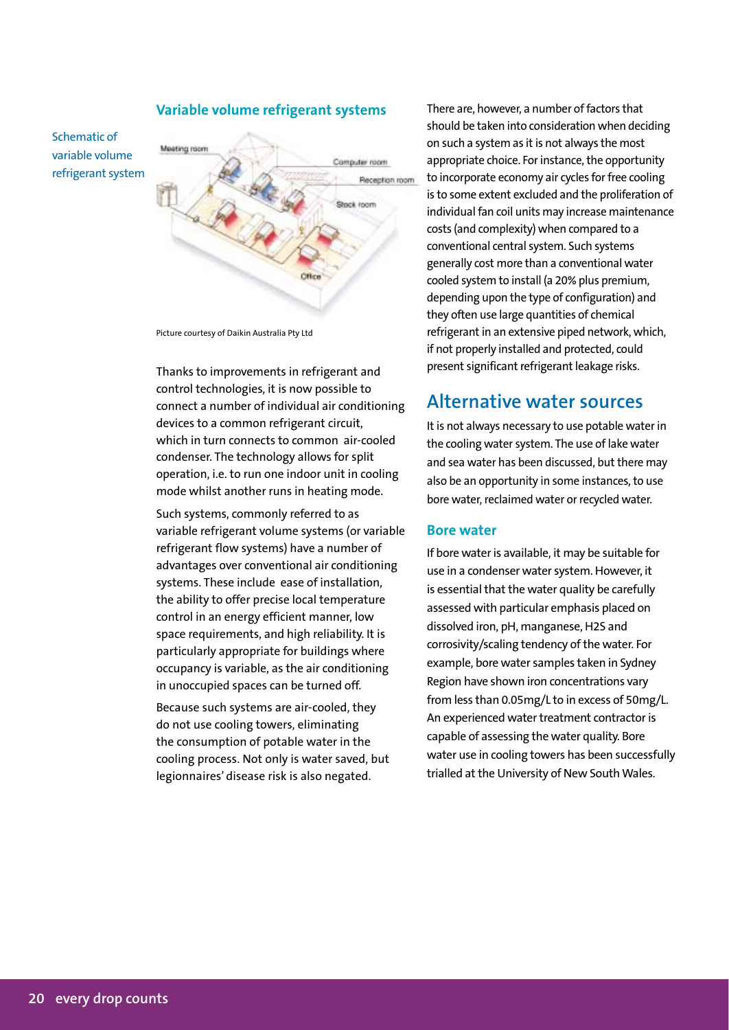## Variable volume refrigerant systems

Schematic of variable volume refrigerant system

Picture courtesy of Daikin Australia Pty Ltd

Thanks to improvements in refrigerant and control technologies, it is now possible to connect a number of individual air conditioning devices to a common refrigerant circuit, which in turn connects to common air-cooled condenser. The technology allows for split operation, i.e. to run one indoor unit in cooling mode whilst another runs in heating mode.

Such systems, commonly referred to as variable refrigerant volume systems (or variable refrigerant flow systems) have a number of advantages over conventional air conditioning systems. These include ease of installation, the ability to offer precise local temperature control in an energy efficient manner, low space requirements, and high reliability. It is particularly appropriate for buildings where occupancy is variable, as the air conditioning in unoccupied spaces can be turned off.

Because such systems are air-cooled, they do not use cooling towers, eliminating the consumption of potable water in the cooling process. Not only is water saved, but legionnaires' disease risk is also negated.

There are, however, a number of factors that should be taken into consideration when deciding on such a system as it is not always the most appropriate choice. For instance, the opportunity to incorporate economy air cycles for free cooling is to some extent excluded and the proliferation of individual fan coil units may increase maintenance costs (and complexity) when compared to a conventional central system. Such systems generally cost more than a conventional water cooled system to install (a 20% plus premium, depending upon the type of configuration) and they often use large quantities of chemical refrigerant in an extensive piped network, which, if not properly installed and protected, could present significant refrigerant leakage risks.

# Alternative water sources

It is not always necessary to use potable water in the cooling water system. The use of lake water and sea water has been discussed, but there may also be an opportunity in some instances, to use bore water, reclaimed water or recycled water.

### Bore water

If bore water is available, it may be suitable for use in a condenser water system. However, it is essential that the water quality be carefully assessed with particular emphasis placed on dissolved iron, pH, manganese, $H_2S$ and corrosivity/scaling tendency of the water. For example, bore water samples taken in Sydney Region have shown iron concentrations vary from less than 0.05mg/L to in excess of 50mg/L. An experienced water treatment contractor is capable of assessing the water quality. Bore water use in cooling towers has been successfully trialled at the University of New South Wales.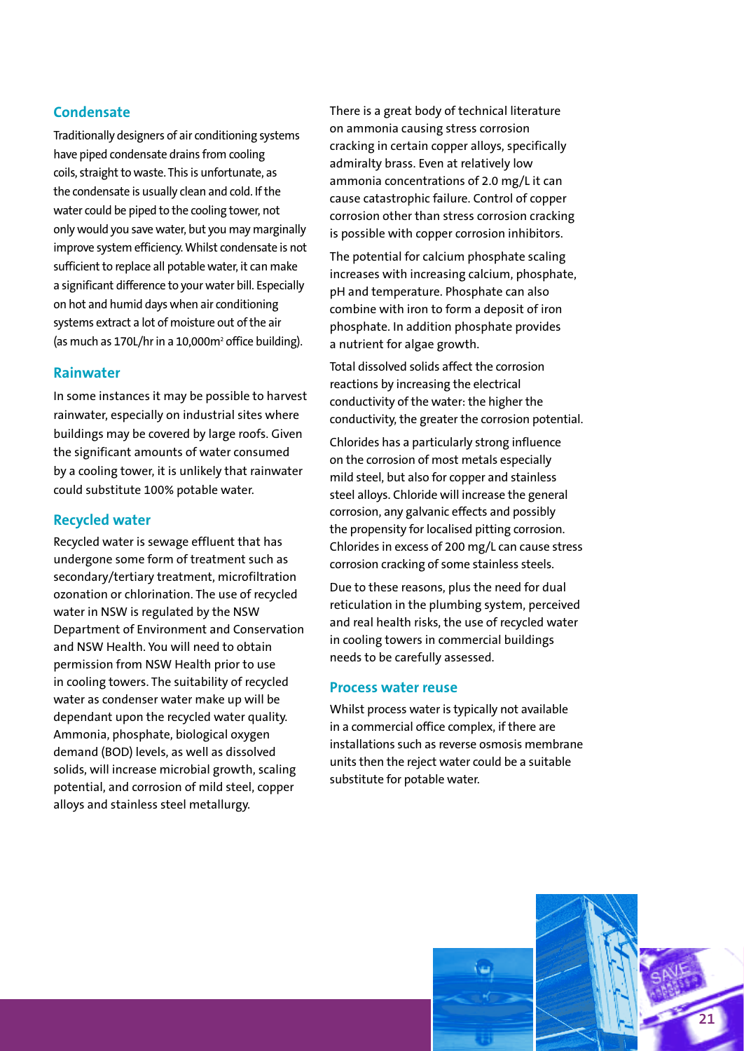## Condensate

Traditionally designers of air conditioning systems have piped condensate drains from cooling coils, straight to waste. This is unfortunate, as the condensate is usually clean and cold. If the water could be piped to the cooling tower, not only would you save water, but you may marginally improve system efficiency. Whilst condensate is not sufficient to replace all potable water, it can make a significant difference to your water bill. Especially on hot and humid days when air conditioning systems extract a lot of moisture out of the air (as much as 170L/hr in a 10,000m$^2$ office building).

## Rainwater

In some instances it may be possible to harvest rainwater, especially on industrial sites where buildings may be covered by large roofs. Given the significant amounts of water consumed by a cooling tower, it is unlikely that rainwater could substitute 100% potable water.

## Recycled water

Recycled water is sewage effluent that has undergone some form of treatment such as secondary/tertiary treatment, microfiltration ozonation or chlorination. The use of recycled water in NSW is regulated by the NSW Department of Environment and Conservation and NSW Health. You will need to obtain permission from NSW Health prior to use in cooling towers. The suitability of recycled water as condenser water make up will be dependant upon the recycled water quality. Ammonia, phosphate, biological oxygen demand (BOD) levels, as well as dissolved solids, will increase microbial growth, scaling potential, and corrosion of mild steel, copper alloys and stainless steel metallurgy.

There is a great body of technical literature on ammonia causing stress corrosion cracking in certain copper alloys, specifically admiralty brass. Even at relatively low ammonia concentrations of 2.0 mg/L it can cause catastrophic failure. Control of copper corrosion other than stress corrosion cracking is possible with copper corrosion inhibitors.

The potential for calcium phosphate scaling increases with increasing calcium, phosphate, pH and temperature. Phosphate can also combine with iron to form a deposit of iron phosphate. In addition phosphate provides a nutrient for algae growth.

Total dissolved solids affect the corrosion reactions by increasing the electrical conductivity of the water: the higher the conductivity, the greater the corrosion potential.

Chlorides has a particularly strong influence on the corrosion of most metals especially mild steel, but also for copper and stainless steel alloys. Chloride will increase the general corrosion, any galvanic effects and possibly the propensity for localised pitting corrosion. Chlorides in excess of 200 mg/L can cause stress corrosion cracking of some stainless steels.

Due to these reasons, plus the need for dual reticulation in the plumbing system, perceived and real health risks, the use of recycled water in cooling towers in commercial buildings needs to be carefully assessed.

## Process water reuse

Whilst process water is typically not available in a commercial office complex, if there are installations such as reverse osmosis membrane units then the reject water could be a suitable substitute for potable water.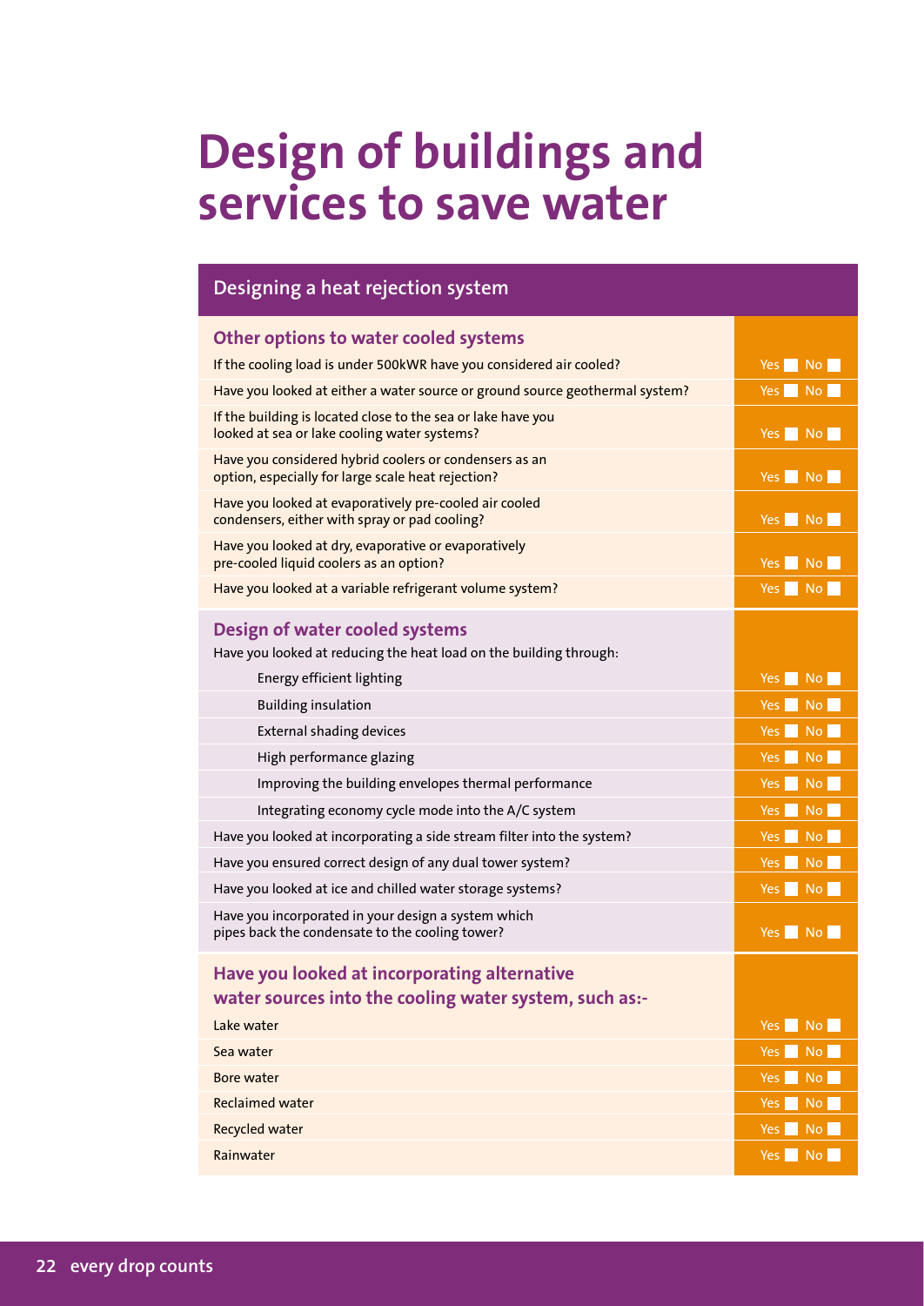# Design of buildings and services to save water

## Designing a heat rejection system

### Other options to water cooled systems

| | |
|---|---|
| If the cooling load is under 500kWR have you considered air cooled? | Yes ☐ No ☐ |
| Have you looked at either a water source or ground source geothermal system? | Yes ☐ No ☐ |
| If the building is located close to the sea or lake have you looked at sea or lake cooling water systems? | Yes ☐ No ☐ |
| Have you considered hybrid coolers or condensers as an option, especially for large scale heat rejection? | Yes ☐ No ☐ |
| Have you looked at evaporatively pre-cooled air cooled condensers, either with spray or pad cooling? | Yes ☐ No ☐ |
| Have you looked at dry, evaporative or evaporatively pre-cooled liquid coolers as an option? | Yes ☐ No ☐ |
| Have you looked at a variable refrigerant volume system? | Yes ☐ No ☐ |

### Design of water cooled systems

Have you looked at reducing the heat load on the building through:

| | |
|---|---|
| Energy efficient lighting | Yes ☐ No ☐ |
| Building insulation | Yes ☐ No ☐ |
| External shading devices | Yes ☐ No ☐ |
| High performance glazing | Yes ☐ No ☐ |
| Improving the building envelopes thermal performance | Yes ☐ No ☐ |
| Integrating economy cycle mode into the A/C system | Yes ☐ No ☐ |
| Have you looked at incorporating a side stream filter into the system? | Yes ☐ No ☐ |
| Have you ensured correct design of any dual tower system? | Yes ☐ No ☐ |
| Have you looked at ice and chilled water storage systems? | Yes ☐ No ☐ |
| Have you incorporated in your design a system which pipes back the condensate to the cooling tower? | Yes ☐ No ☐ |

### Have you looked at incorporating alternative water sources into the cooling water system, such as:-

| | |
|---|---|
| Lake water | Yes ☐ No ☐ |
| Sea water | Yes ☐ No ☐ |
| Bore water | Yes ☐ No ☐ |
| Reclaimed water | Yes ☐ No ☐ |
| Recycled water | Yes ☐ No ☐ |
| Rainwater | Yes ☐ No ☐ |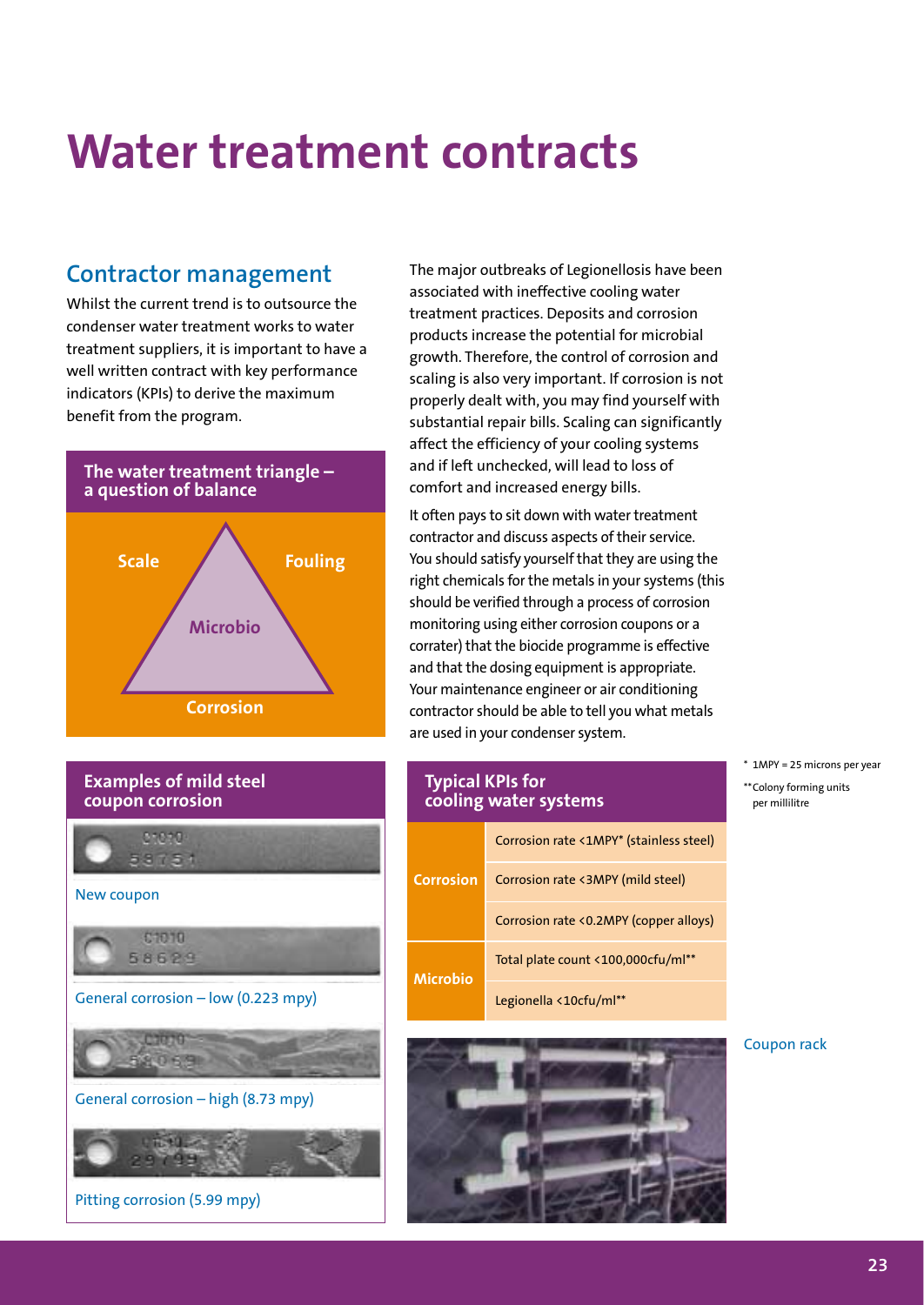# Water treatment contracts

## Contractor management

Whilst the current trend is to outsource the condenser water treatment works to water treatment suppliers, it is important to have a well written contract with key performance indicators (KPIs) to derive the maximum benefit from the program.

### The water treatment triangle – a question of balance

Scale

Fouling

Microbio

Corrosion

The major outbreaks of Legionellosis have been associated with ineffective cooling water treatment practices. Deposits and corrosion products increase the potential for microbial growth. Therefore, the control of corrosion and scaling is also very important. If corrosion is not properly dealt with, you may find yourself with substantial repair bills. Scaling can significantly affect the efficiency of your cooling systems and if left unchecked, will lead to loss of comfort and increased energy bills.

It often pays to sit down with water treatment contractor and discuss aspects of their service. You should satisfy yourself that they are using the right chemicals for the metals in your systems (this should be verified through a process of corrosion monitoring using either corrosion coupons or a corrater) that the biocide programme is effective and that the dosing equipment is appropriate. Your maintenance engineer or air conditioning contractor should be able to tell you what metals are used in your condenser system.

### Examples of mild steel coupon corrosion

New coupon

General corrosion – low (0.223 mpy)

General corrosion – high (8.73 mpy)

Pitting corrosion (5.99 mpy)

### Typical KPIs for cooling water systems

| | |
|---|---|
| Corrosion | Corrosion rate <1MPY* (stainless steel) |
| | Corrosion rate <3MPY (mild steel) |
| | Corrosion rate <0.2MPY (copper alloys) |
| Microbio | Total plate count <100,000cfu/ml** |
| | Legionella <10cfu/ml** |

\* 1MPY = 25 microns per year

\*\* Colony forming units per millilitre

Coupon rack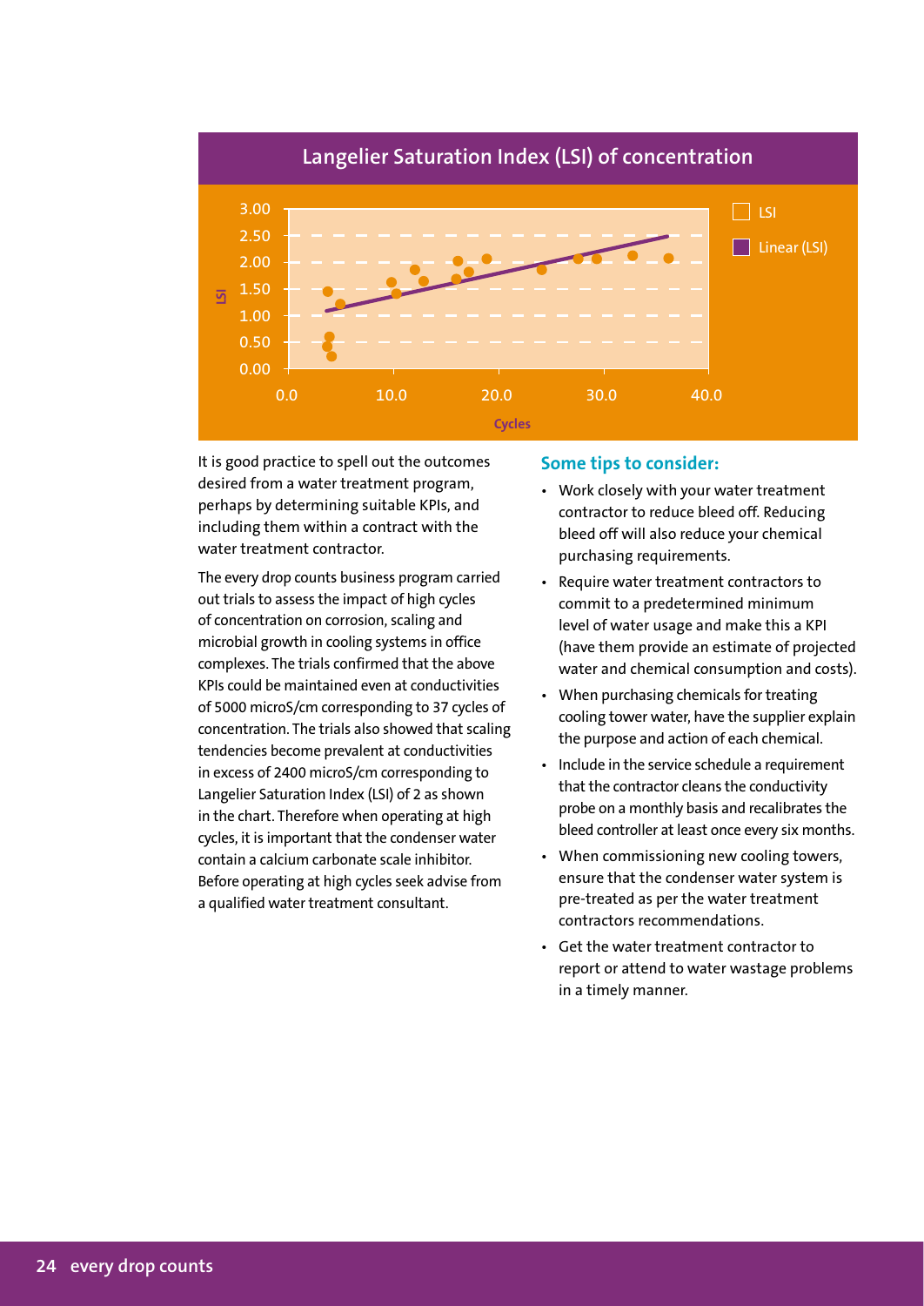## Langelier Saturation Index (LSI) of concentration

It is good practice to spell out the outcomes desired from a water treatment program, perhaps by determining suitable KPIs, and including them within a contract with the water treatment contractor.

The every drop counts business program carried out trials to assess the impact of high cycles of concentration on corrosion, scaling and microbial growth in cooling systems in office complexes. The trials confirmed that the above KPIs could be maintained even at conductivities of 5000 microS/cm corresponding to 37 cycles of concentration. The trials also showed that scaling tendencies become prevalent at conductivities in excess of 2400 microS/cm corresponding to Langelier Saturation Index (LSI) of 2 as shown in the chart. Therefore when operating at high cycles, it is important that the condenser water contain a calcium carbonate scale inhibitor. Before operating at high cycles seek advise from a qualified water treatment consultant.

### Some tips to consider:

- Work closely with your water treatment contractor to reduce bleed off. Reducing bleed off will also reduce your chemical purchasing requirements.
- Require water treatment contractors to commit to a predetermined minimum level of water usage and make this a KPI (have them provide an estimate of projected water and chemical consumption and costs).
- When purchasing chemicals for treating cooling tower water, have the supplier explain the purpose and action of each chemical.
- Include in the service schedule a requirement that the contractor cleans the conductivity probe on a monthly basis and recalibrates the bleed controller at least once every six months.
- When commissioning new cooling towers, ensure that the condenser water system is pre-treated as per the water treatment contractors recommendations.
- Get the water treatment contractor to report or attend to water wastage problems in a timely manner.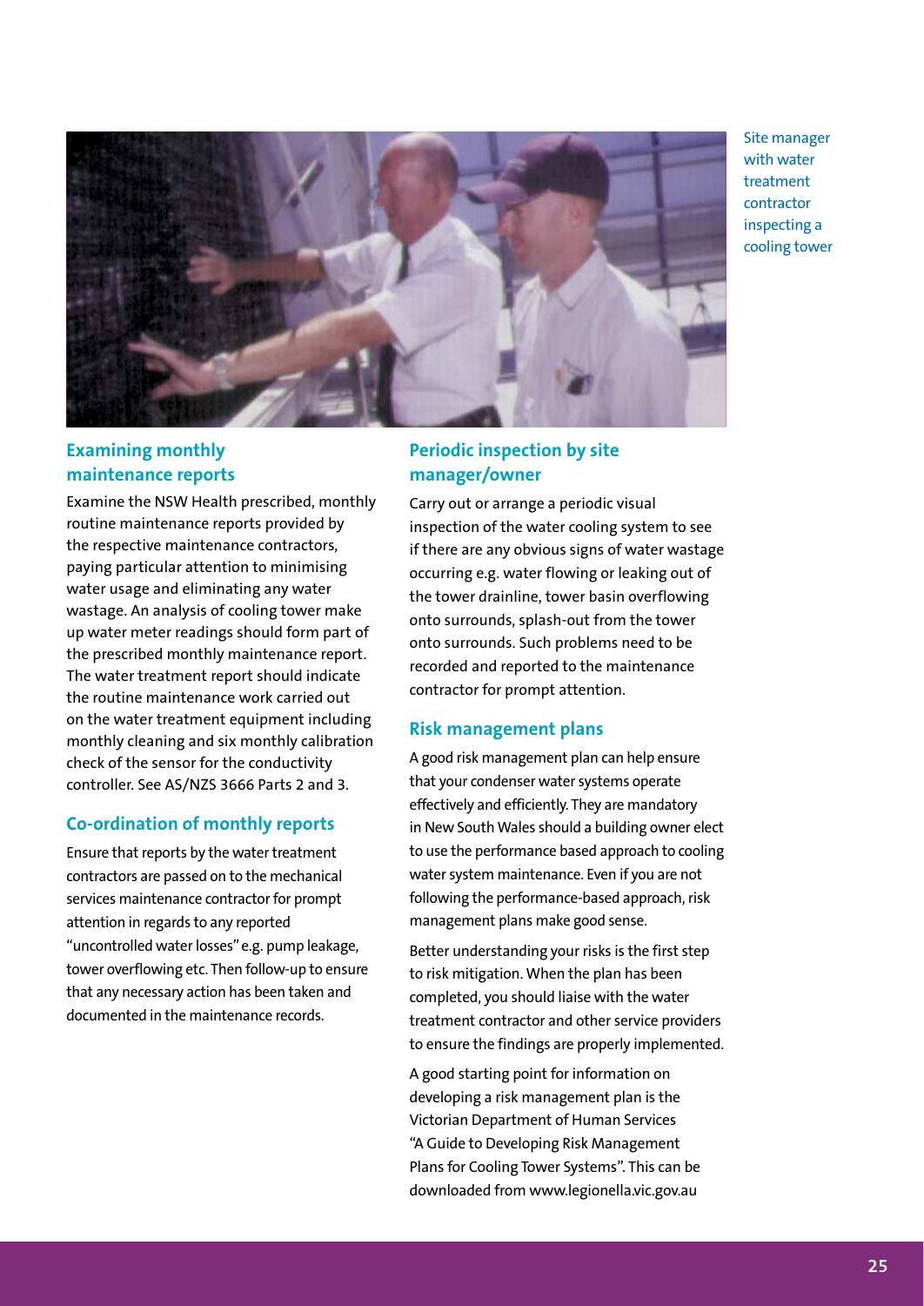Site manager with water treatment contractor inspecting a cooling tower

## Examining monthly maintenance reports

Examine the NSW Health prescribed, monthly routine maintenance reports provided by the respective maintenance contractors, paying particular attention to minimising water usage and eliminating any water wastage. An analysis of cooling tower make up water meter readings should form part of the prescribed monthly maintenance report. The water treatment report should indicate the routine maintenance work carried out on the water treatment equipment including monthly cleaning and six monthly calibration check of the sensor for the conductivity controller. See AS/NZS 3666 Parts 2 and 3.

## Co-ordination of monthly reports

Ensure that reports by the water treatment contractors are passed on to the mechanical services maintenance contractor for prompt attention in regards to any reported "uncontrolled water losses" e.g. pump leakage, tower overflowing etc. Then follow-up to ensure that any necessary action has been taken and documented in the maintenance records.

## Periodic inspection by site manager/owner

Carry out or arrange a periodic visual inspection of the water cooling system to see if there are any obvious signs of water wastage occurring e.g. water flowing or leaking out of the tower drainline, tower basin overflowing onto surrounds, splash-out from the tower onto surrounds. Such problems need to be recorded and reported to the maintenance contractor for prompt attention.

## Risk management plans

A good risk management plan can help ensure that your condenser water systems operate effectively and efficiently. They are mandatory in New South Wales should a building owner elect to use the performance based approach to cooling water system maintenance. Even if you are not following the performance-based approach, risk management plans make good sense.

Better understanding your risks is the first step to risk mitigation. When the plan has been completed, you should liaise with the water treatment contractor and other service providers to ensure the findings are properly implemented.

A good starting point for information on developing a risk management plan is the Victorian Department of Human Services "A Guide to Developing Risk Management Plans for Cooling Tower Systems". This can be downloaded from www.legionella.vic.gov.au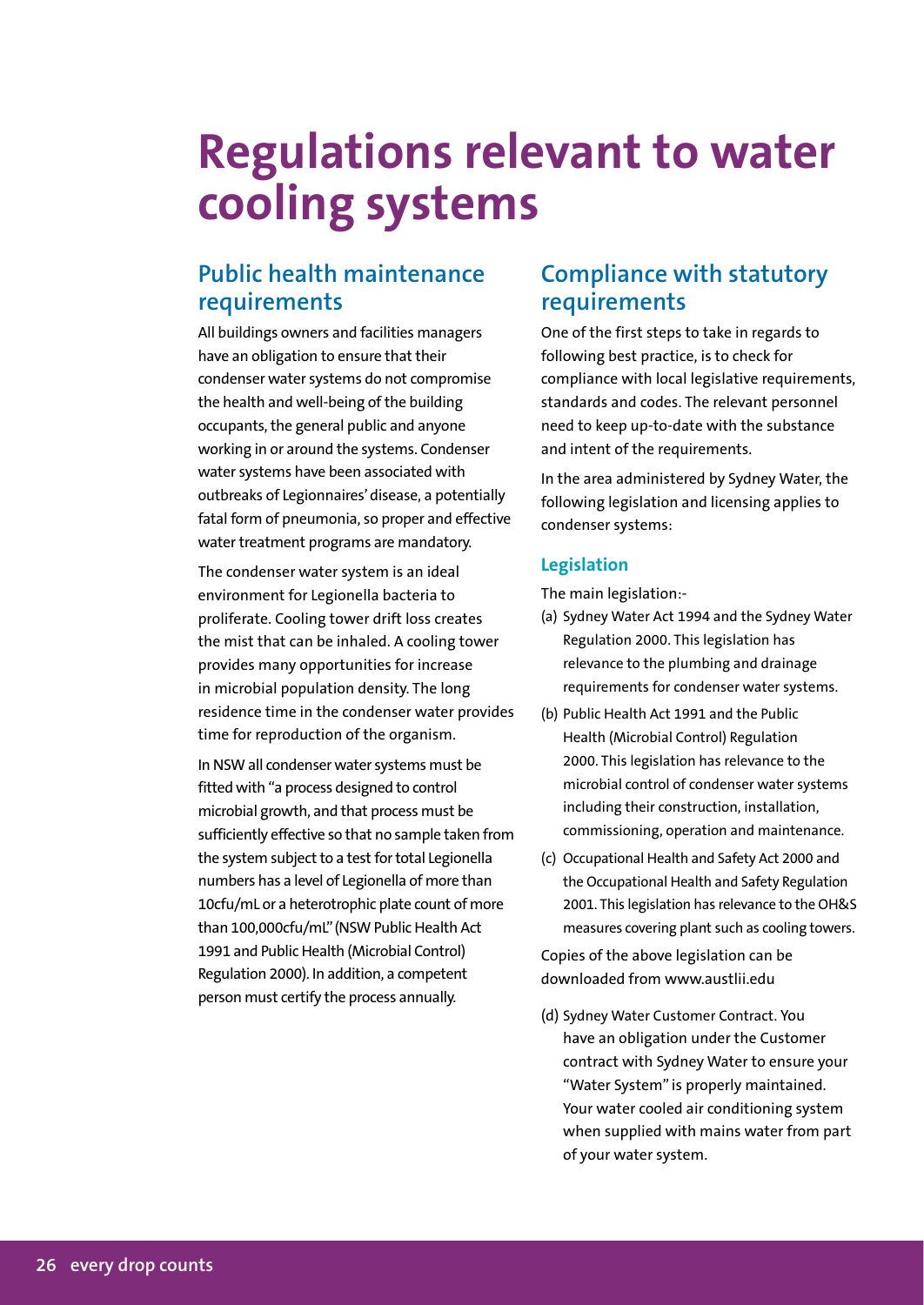# Regulations relevant to water cooling systems

## Public health maintenance requirements

All buildings owners and facilities managers have an obligation to ensure that their condenser water systems do not compromise the health and well-being of the building occupants, the general public and anyone working in or around the systems. Condenser water systems have been associated with outbreaks of Legionnaires' disease, a potentially fatal form of pneumonia, so proper and effective water treatment programs are mandatory.

The condenser water system is an ideal environment for Legionella bacteria to proliferate. Cooling tower drift loss creates the mist that can be inhaled. A cooling tower provides many opportunities for increase in microbial population density. The long residence time in the condenser water provides time for reproduction of the organism.

In NSW all condenser water systems must be fitted with "a process designed to control microbial growth, and that process must be sufficiently effective so that no sample taken from the system subject to a test for total Legionella numbers has a level of Legionella of more than 10cfu/mL or a heterotrophic plate count of more than 100,000cfu/mL" (NSW Public Health Act 1991 and Public Health (Microbial Control) Regulation 2000). In addition, a competent person must certify the process annually.

## Compliance with statutory requirements

One of the first steps to take in regards to following best practice, is to check for compliance with local legislative requirements, standards and codes. The relevant personnel need to keep up-to-date with the substance and intent of the requirements.

In the area administered by Sydney Water, the following legislation and licensing applies to condenser systems:

### Legislation

The main legislation:-

(a) Sydney Water Act 1994 and the Sydney Water Regulation 2000. This legislation has relevance to the plumbing and drainage requirements for condenser water systems.

(b) Public Health Act 1991 and the Public Health (Microbial Control) Regulation 2000. This legislation has relevance to the microbial control of condenser water systems including their construction, installation, commissioning, operation and maintenance.

(c) Occupational Health and Safety Act 2000 and the Occupational Health and Safety Regulation 2001. This legislation has relevance to the OH&S measures covering plant such as cooling towers.

Copies of the above legislation can be downloaded from www.austlii.edu

(d) Sydney Water Customer Contract. You have an obligation under the Customer contract with Sydney Water to ensure your "Water System" is properly maintained. Your water cooled air conditioning system when supplied with mains water from part of your water system.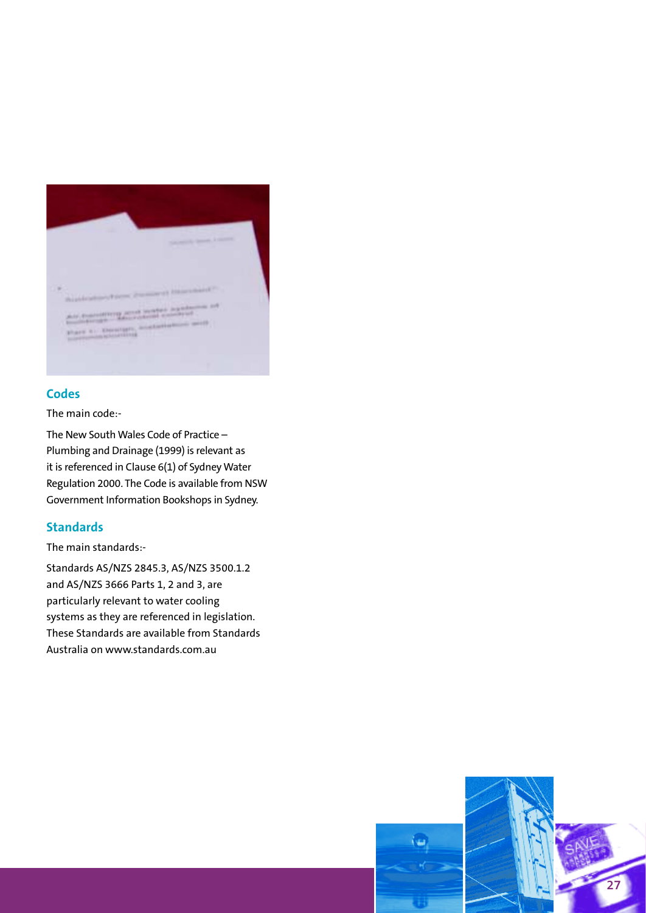## Codes

The main code:-

The New South Wales Code of Practice – Plumbing and Drainage (1999) is relevant as it is referenced in Clause 6(1) of Sydney Water Regulation 2000. The Code is available from NSW Government Information Bookshops in Sydney.

## Standards

The main standards:-

Standards AS/NZS 2845.3, AS/NZS 3500.1.2 and AS/NZS 3666 Parts 1, 2 and 3, are particularly relevant to water cooling systems as they are referenced in legislation. These Standards are available from Standards Australia on www.standards.com.au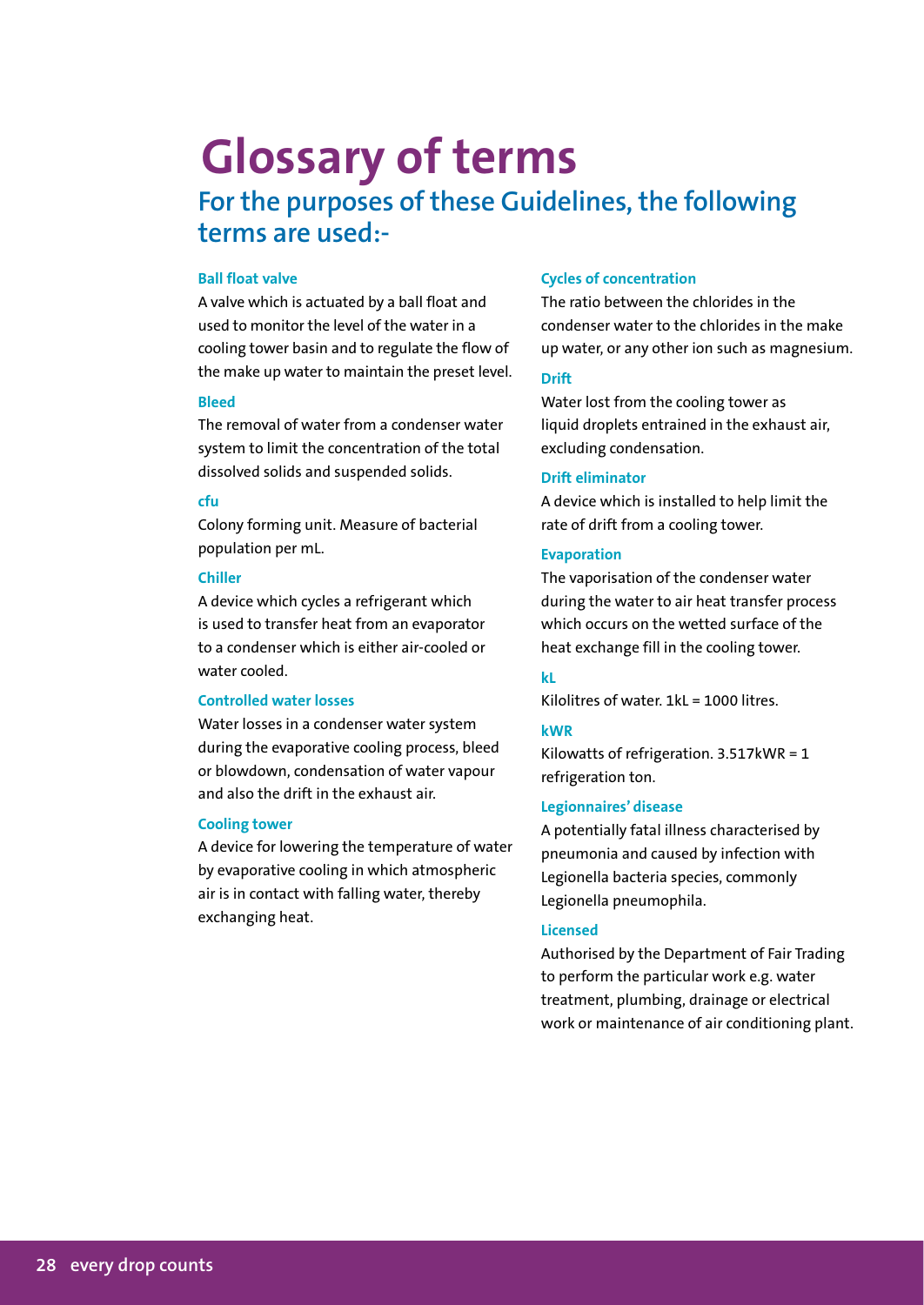# Glossary of terms

## For the purposes of these Guidelines, the following terms are used:-

**Ball float valve**

A valve which is actuated by a ball float and used to monitor the level of the water in a cooling tower basin and to regulate the flow of the make up water to maintain the preset level.

**Bleed**

The removal of water from a condenser water system to limit the concentration of the total dissolved solids and suspended solids.

**cfu**

Colony forming unit. Measure of bacterial population per mL.

**Chiller**

A device which cycles a refrigerant which is used to transfer heat from an evaporator to a condenser which is either air-cooled or water cooled.

**Controlled water losses**

Water losses in a condenser water system during the evaporative cooling process, bleed or blowdown, condensation of water vapour and also the drift in the exhaust air.

**Cooling tower**

A device for lowering the temperature of water by evaporative cooling in which atmospheric air is in contact with falling water, thereby exchanging heat.

**Cycles of concentration**

The ratio between the chlorides in the condenser water to the chlorides in the make up water, or any other ion such as magnesium.

**Drift**

Water lost from the cooling tower as liquid droplets entrained in the exhaust air, excluding condensation.

**Drift eliminator**

A device which is installed to help limit the rate of drift from a cooling tower.

**Evaporation**

The vaporisation of the condenser water during the water to air heat transfer process which occurs on the wetted surface of the heat exchange fill in the cooling tower.

**kL**

Kilolitres of water. 1kL = 1000 litres.

**kWR**

Kilowatts of refrigeration. 3.517kWR = 1 refrigeration ton.

**Legionnaires' disease**

A potentially fatal illness characterised by pneumonia and caused by infection with Legionella bacteria species, commonly Legionella pneumophila.

**Licensed**

Authorised by the Department of Fair Trading to perform the particular work e.g. water treatment, plumbing, drainage or electrical work or maintenance of air conditioning plant.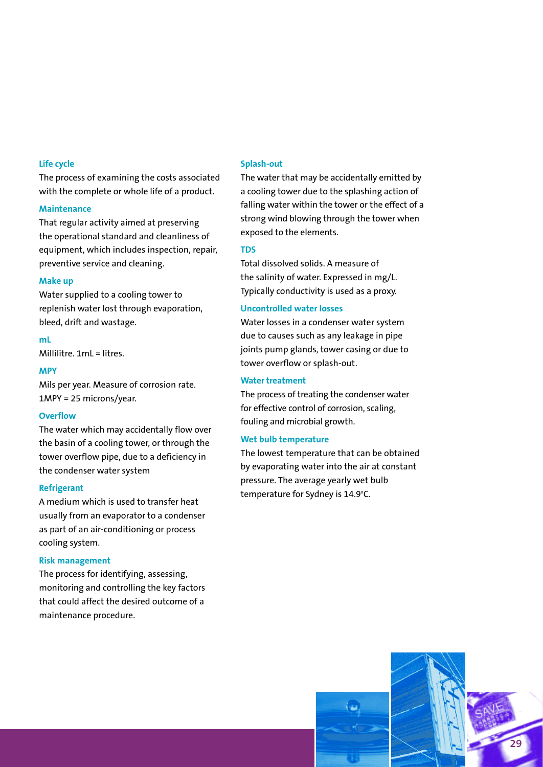### Life cycle

The process of examining the costs associated with the complete or whole life of a product.

### Maintenance

That regular activity aimed at preserving the operational standard and cleanliness of equipment, which includes inspection, repair, preventive service and cleaning.

### Make up

Water supplied to a cooling tower to replenish water lost through evaporation, bleed, drift and wastage.

### mL

Millilitre. 1mL = litres.

### MPY

Mils per year. Measure of corrosion rate. 1MPY = 25 microns/year.

### Overflow

The water which may accidentally flow over the basin of a cooling tower, or through the tower overflow pipe, due to a deficiency in the condenser water system

### Refrigerant

A medium which is used to transfer heat usually from an evaporator to a condenser as part of an air-conditioning or process cooling system.

### Risk management

The process for identifying, assessing, monitoring and controlling the key factors that could affect the desired outcome of a maintenance procedure.

### Splash-out

The water that may be accidentally emitted by a cooling tower due to the splashing action of falling water within the tower or the effect of a strong wind blowing through the tower when exposed to the elements.

### TDS

Total dissolved solids. A measure of the salinity of water. Expressed in mg/L. Typically conductivity is used as a proxy.

### Uncontrolled water losses

Water losses in a condenser water system due to causes such as any leakage in pipe joints pump glands, tower casing or due to tower overflow or splash-out.

### Water treatment

The process of treating the condenser water for effective control of corrosion, scaling, fouling and microbial growth.

### Wet bulb temperature

The lowest temperature that can be obtained by evaporating water into the air at constant pressure. The average yearly wet bulb temperature for Sydney is 14.9°C.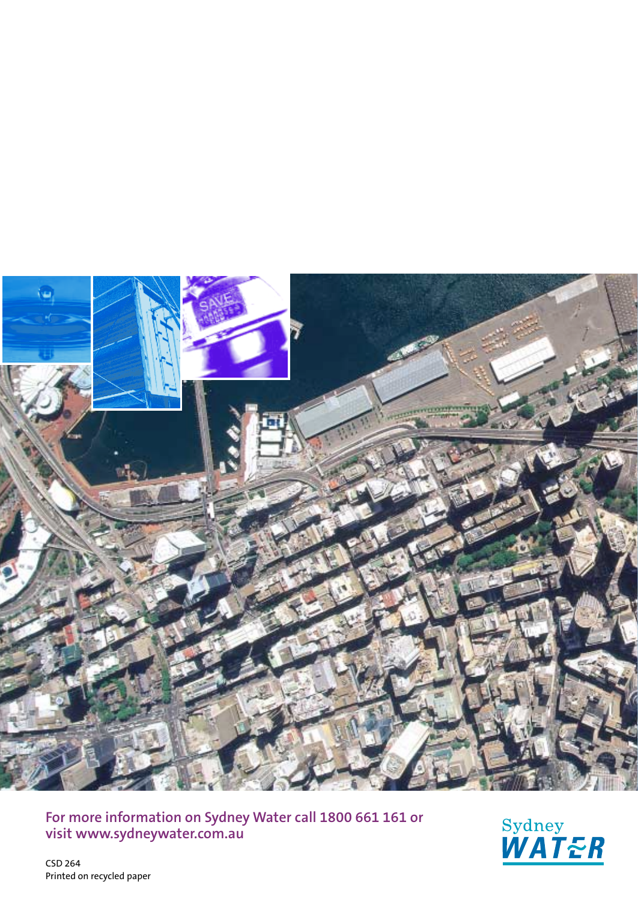**For more information on Sydney Water call 1800 661 161 or visit www.sydneywater.com.au**

Sydney WATER

CSD 264
Printed on recycled paper